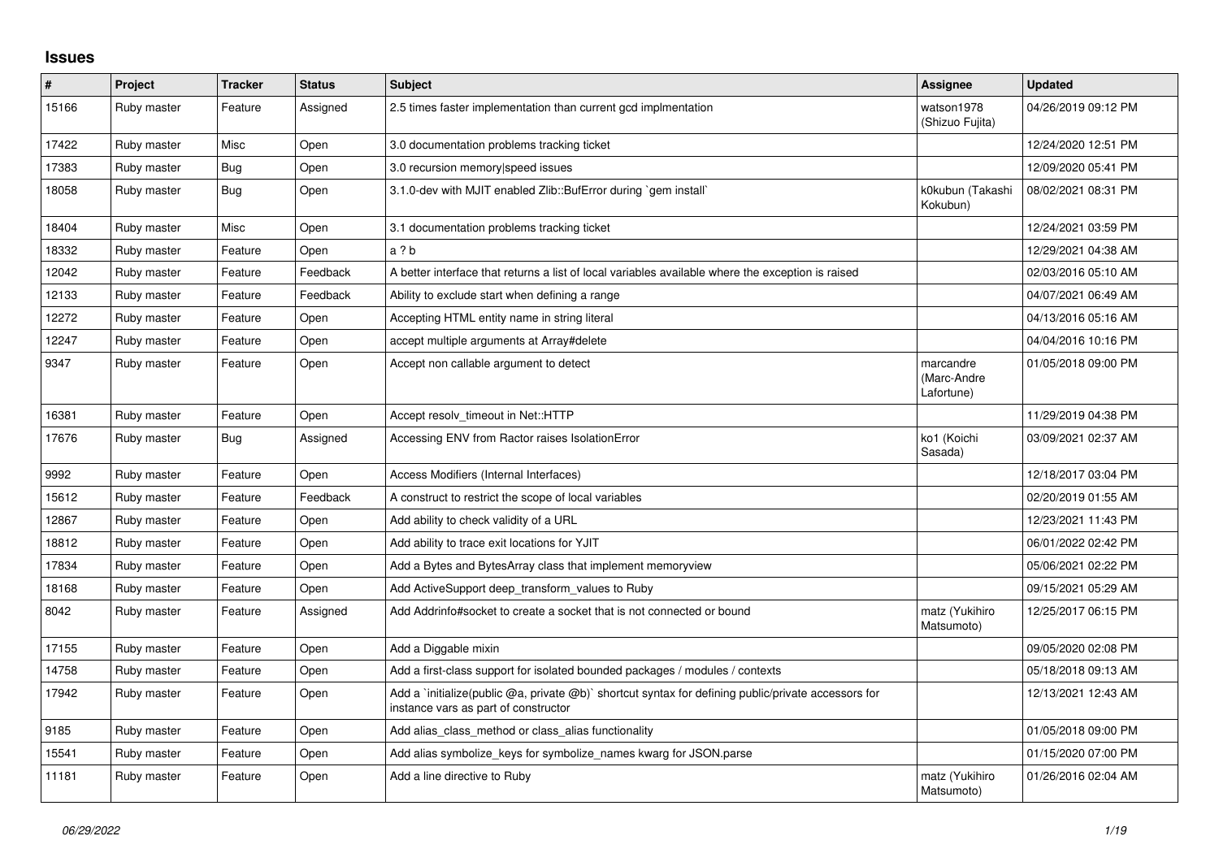## Issues

| # | Project | Tracker | Status | Subject | Assignee | Updated |
|---|---|---|---|---|---|---|
| 15166 | Ruby master | Feature | Assigned | 2.5 times faster implementation than current gcd implmentation | watson1978 (Shizuo Fujita) | 04/26/2019 09:12 PM |
| 17422 | Ruby master | Misc | Open | 3.0 documentation problems tracking ticket | | 12/24/2020 12:51 PM |
| 17383 | Ruby master | Bug | Open | 3.0 recursion memory\|speed issues | | 12/09/2020 05:41 PM |
| 18058 | Ruby master | Bug | Open | 3.1.0-dev with MJIT enabled Zlib::BufError during `gem install` | k0kubun (Takashi Kokubun) | 08/02/2021 08:31 PM |
| 18404 | Ruby master | Misc | Open | 3.1 documentation problems tracking ticket | | 12/24/2021 03:59 PM |
| 18332 | Ruby master | Feature | Open | a ? b | | 12/29/2021 04:38 AM |
| 12042 | Ruby master | Feature | Feedback | A better interface that returns a list of local variables available where the exception is raised | | 02/03/2016 05:10 AM |
| 12133 | Ruby master | Feature | Feedback | Ability to exclude start when defining a range | | 04/07/2021 06:49 AM |
| 12272 | Ruby master | Feature | Open | Accepting HTML entity name in string literal | | 04/13/2016 05:16 AM |
| 12247 | Ruby master | Feature | Open | accept multiple arguments at Array#delete | | 04/04/2016 10:16 PM |
| 9347 | Ruby master | Feature | Open | Accept non callable argument to detect | marcandre (Marc-Andre Lafortune) | 01/05/2018 09:00 PM |
| 16381 | Ruby master | Feature | Open | Accept resolv_timeout in Net::HTTP | | 11/29/2019 04:38 PM |
| 17676 | Ruby master | Bug | Assigned | Accessing ENV from Ractor raises IsolationError | ko1 (Koichi Sasada) | 03/09/2021 02:37 AM |
| 9992 | Ruby master | Feature | Open | Access Modifiers (Internal Interfaces) | | 12/18/2017 03:04 PM |
| 15612 | Ruby master | Feature | Feedback | A construct to restrict the scope of local variables | | 02/20/2019 01:55 AM |
| 12867 | Ruby master | Feature | Open | Add ability to check validity of a URL | | 12/23/2021 11:43 PM |
| 18812 | Ruby master | Feature | Open | Add ability to trace exit locations for YJIT | | 06/01/2022 02:42 PM |
| 17834 | Ruby master | Feature | Open | Add a Bytes and BytesArray class that implement memoryview | | 05/06/2021 02:22 PM |
| 18168 | Ruby master | Feature | Open | Add ActiveSupport deep_transform_values to Ruby | | 09/15/2021 05:29 AM |
| 8042 | Ruby master | Feature | Assigned | Add Addrinfo#socket to create a socket that is not connected or bound | matz (Yukihiro Matsumoto) | 12/25/2017 06:15 PM |
| 17155 | Ruby master | Feature | Open | Add a Diggable mixin | | 09/05/2020 02:08 PM |
| 14758 | Ruby master | Feature | Open | Add a first-class support for isolated bounded packages / modules / contexts | | 05/18/2018 09:13 AM |
| 17942 | Ruby master | Feature | Open | Add a `initialize(public @a, private @b)` shortcut syntax for defining public/private accessors for instance vars as part of constructor | | 12/13/2021 12:43 AM |
| 9185 | Ruby master | Feature | Open | Add alias_class_method or class_alias functionality | | 01/05/2018 09:00 PM |
| 15541 | Ruby master | Feature | Open | Add alias symbolize_keys for symbolize_names kwarg for JSON.parse | | 01/15/2020 07:00 PM |
| 11181 | Ruby master | Feature | Open | Add a line directive to Ruby | matz (Yukihiro Matsumoto) | 01/26/2016 02:04 AM |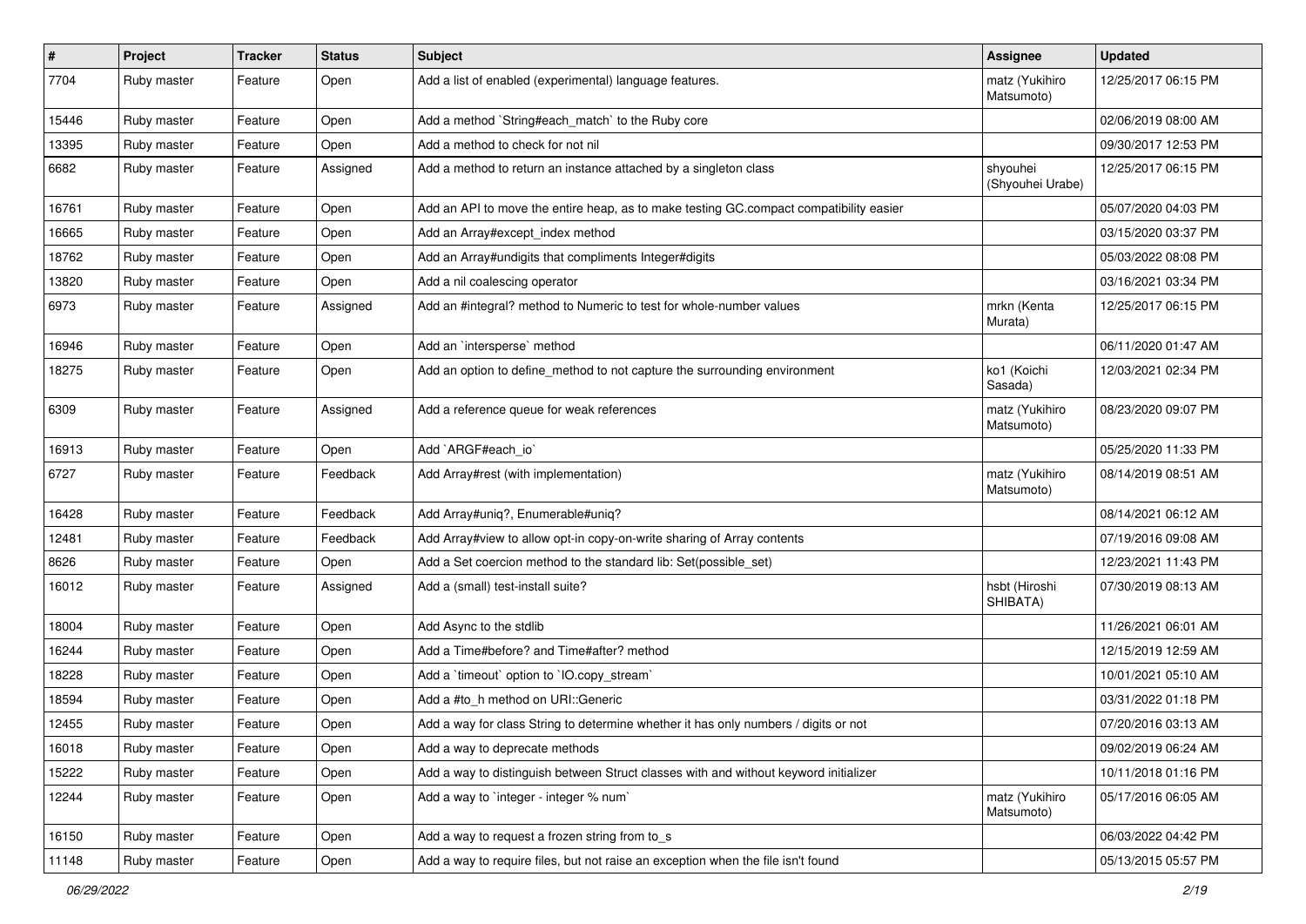| # | Project | Tracker | Status | Subject | Assignee | Updated |
| --- | --- | --- | --- | --- | --- | --- |
| 7704 | Ruby master | Feature | Open | Add a list of enabled (experimental) language features. | matz (Yukihiro Matsumoto) | 12/25/2017 06:15 PM |
| 15446 | Ruby master | Feature | Open | Add a method `String#each_match` to the Ruby core | | 02/06/2019 08:00 AM |
| 13395 | Ruby master | Feature | Open | Add a method to check for not nil | | 09/30/2017 12:53 PM |
| 6682 | Ruby master | Feature | Assigned | Add a method to return an instance attached by a singleton class | shyouhei (Shyouhei Urabe) | 12/25/2017 06:15 PM |
| 16761 | Ruby master | Feature | Open | Add an API to move the entire heap, as to make testing GC.compact compatibility easier | | 05/07/2020 04:03 PM |
| 16665 | Ruby master | Feature | Open | Add an Array#except_index method | | 03/15/2020 03:37 PM |
| 18762 | Ruby master | Feature | Open | Add an Array#undigits that compliments Integer#digits | | 05/03/2022 08:08 PM |
| 13820 | Ruby master | Feature | Open | Add a nil coalescing operator | | 03/16/2021 03:34 PM |
| 6973 | Ruby master | Feature | Assigned | Add an #integral? method to Numeric to test for whole-number values | mrkn (Kenta Murata) | 12/25/2017 06:15 PM |
| 16946 | Ruby master | Feature | Open | Add an `intersperse` method | | 06/11/2020 01:47 AM |
| 18275 | Ruby master | Feature | Open | Add an option to define_method to not capture the surrounding environment | ko1 (Koichi Sasada) | 12/03/2021 02:34 PM |
| 6309 | Ruby master | Feature | Assigned | Add a reference queue for weak references | matz (Yukihiro Matsumoto) | 08/23/2020 09:07 PM |
| 16913 | Ruby master | Feature | Open | Add `ARGF#each_io` | | 05/25/2020 11:33 PM |
| 6727 | Ruby master | Feature | Feedback | Add Array#rest (with implementation) | matz (Yukihiro Matsumoto) | 08/14/2019 08:51 AM |
| 16428 | Ruby master | Feature | Feedback | Add Array#uniq?, Enumerable#uniq? | | 08/14/2021 06:12 AM |
| 12481 | Ruby master | Feature | Feedback | Add Array#view to allow opt-in copy-on-write sharing of Array contents | | 07/19/2016 09:08 AM |
| 8626 | Ruby master | Feature | Open | Add a Set coercion method to the standard lib: Set(possible_set) | | 12/23/2021 11:43 PM |
| 16012 | Ruby master | Feature | Assigned | Add a (small) test-install suite? | hsbt (Hiroshi SHIBATA) | 07/30/2019 08:13 AM |
| 18004 | Ruby master | Feature | Open | Add Async to the stdlib | | 11/26/2021 06:01 AM |
| 16244 | Ruby master | Feature | Open | Add a Time#before? and Time#after? method | | 12/15/2019 12:59 AM |
| 18228 | Ruby master | Feature | Open | Add a `timeout` option to `IO.copy_stream` | | 10/01/2021 05:10 AM |
| 18594 | Ruby master | Feature | Open | Add a #to_h method on URI::Generic | | 03/31/2022 01:18 PM |
| 12455 | Ruby master | Feature | Open | Add a way for class String to determine whether it has only numbers / digits or not | | 07/20/2016 03:13 AM |
| 16018 | Ruby master | Feature | Open | Add a way to deprecate methods | | 09/02/2019 06:24 AM |
| 15222 | Ruby master | Feature | Open | Add a way to distinguish between Struct classes with and without keyword initializer | | 10/11/2018 01:16 PM |
| 12244 | Ruby master | Feature | Open | Add a way to `integer - integer % num` | matz (Yukihiro Matsumoto) | 05/17/2016 06:05 AM |
| 16150 | Ruby master | Feature | Open | Add a way to request a frozen string from to_s | | 06/03/2022 04:42 PM |
| 11148 | Ruby master | Feature | Open | Add a way to require files, but not raise an exception when the file isn't found | | 05/13/2015 05:57 PM |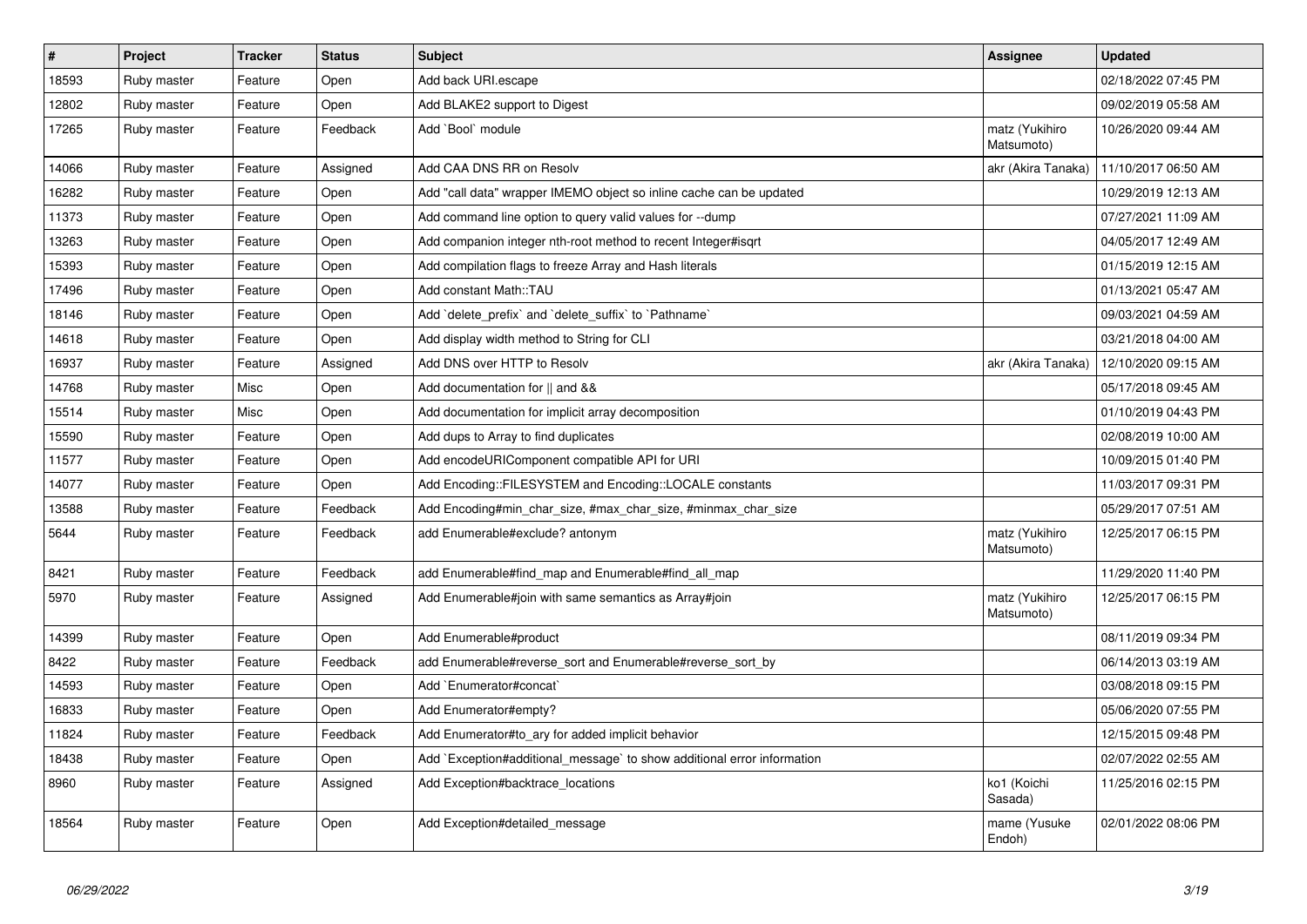| # | Project | Tracker | Status | Subject | Assignee | Updated |
|---|---|---|---|---|---|---|
| 18593 | Ruby master | Feature | Open | Add back URI.escape | | 02/18/2022 07:45 PM |
| 12802 | Ruby master | Feature | Open | Add BLAKE2 support to Digest | | 09/02/2019 05:58 AM |
| 17265 | Ruby master | Feature | Feedback | Add `Bool` module | matz (Yukihiro Matsumoto) | 10/26/2020 09:44 AM |
| 14066 | Ruby master | Feature | Assigned | Add CAA DNS RR on Resolv | akr (Akira Tanaka) | 11/10/2017 06:50 AM |
| 16282 | Ruby master | Feature | Open | Add "call data" wrapper IMEMO object so inline cache can be updated | | 10/29/2019 12:13 AM |
| 11373 | Ruby master | Feature | Open | Add command line option to query valid values for --dump | | 07/27/2021 11:09 AM |
| 13263 | Ruby master | Feature | Open | Add companion integer nth-root method to recent Integer#isqrt | | 04/05/2017 12:49 AM |
| 15393 | Ruby master | Feature | Open | Add compilation flags to freeze Array and Hash literals | | 01/15/2019 12:15 AM |
| 17496 | Ruby master | Feature | Open | Add constant Math::TAU | | 01/13/2021 05:47 AM |
| 18146 | Ruby master | Feature | Open | Add `delete_prefix` and `delete_suffix` to `Pathname` | | 09/03/2021 04:59 AM |
| 14618 | Ruby master | Feature | Open | Add display width method to String for CLI | | 03/21/2018 04:00 AM |
| 16937 | Ruby master | Feature | Assigned | Add DNS over HTTP to Resolv | akr (Akira Tanaka) | 12/10/2020 09:15 AM |
| 14768 | Ruby master | Misc | Open | Add documentation for \|\| and && | | 05/17/2018 09:45 AM |
| 15514 | Ruby master | Misc | Open | Add documentation for implicit array decomposition | | 01/10/2019 04:43 PM |
| 15590 | Ruby master | Feature | Open | Add dups to Array to find duplicates | | 02/08/2019 10:00 AM |
| 11577 | Ruby master | Feature | Open | Add encodeURIComponent compatible API for URI | | 10/09/2015 01:40 PM |
| 14077 | Ruby master | Feature | Open | Add Encoding::FILESYSTEM and Encoding::LOCALE constants | | 11/03/2017 09:31 PM |
| 13588 | Ruby master | Feature | Feedback | Add Encoding#min_char_size, #max_char_size, #minmax_char_size | | 05/29/2017 07:51 AM |
| 5644 | Ruby master | Feature | Feedback | add Enumerable#exclude? antonym | matz (Yukihiro Matsumoto) | 12/25/2017 06:15 PM |
| 8421 | Ruby master | Feature | Feedback | add Enumerable#find_map and Enumerable#find_all_map | | 11/29/2020 11:40 PM |
| 5970 | Ruby master | Feature | Assigned | Add Enumerable#join with same semantics as Array#join | matz (Yukihiro Matsumoto) | 12/25/2017 06:15 PM |
| 14399 | Ruby master | Feature | Open | Add Enumerable#product | | 08/11/2019 09:34 PM |
| 8422 | Ruby master | Feature | Feedback | add Enumerable#reverse_sort and Enumerable#reverse_sort_by | | 06/14/2013 03:19 AM |
| 14593 | Ruby master | Feature | Open | Add `Enumerator#concat` | | 03/08/2018 09:15 PM |
| 16833 | Ruby master | Feature | Open | Add Enumerator#empty? | | 05/06/2020 07:55 PM |
| 11824 | Ruby master | Feature | Feedback | Add Enumerator#to_ary for added implicit behavior | | 12/15/2015 09:48 PM |
| 18438 | Ruby master | Feature | Open | Add `Exception#additional_message` to show additional error information | | 02/07/2022 02:55 AM |
| 8960 | Ruby master | Feature | Assigned | Add Exception#backtrace_locations | ko1 (Koichi Sasada) | 11/25/2016 02:15 PM |
| 18564 | Ruby master | Feature | Open | Add Exception#detailed_message | mame (Yusuke Endoh) | 02/01/2022 08:06 PM |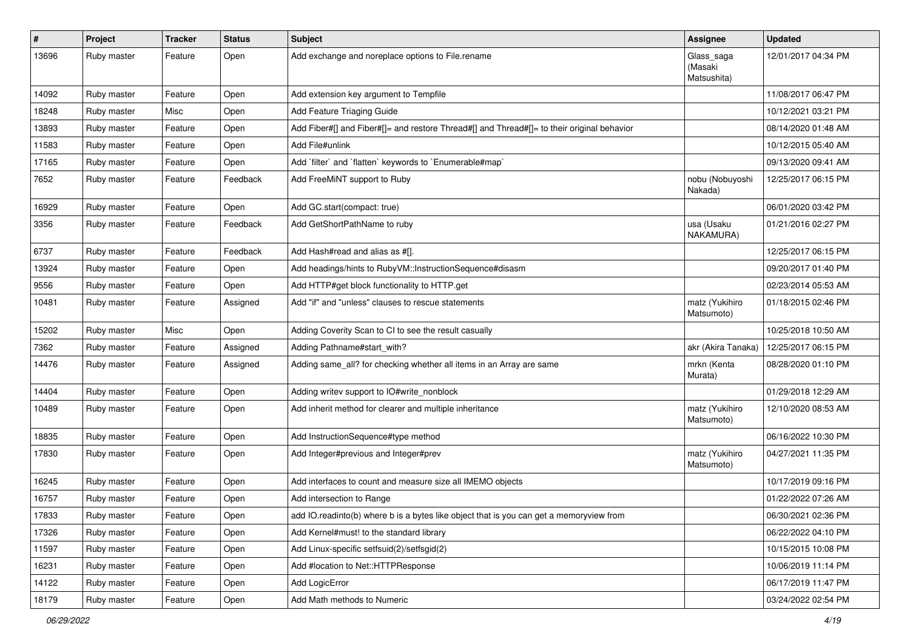| # | Project | Tracker | Status | Subject | Assignee | Updated |
|---|---|---|---|---|---|---|
| 13696 | Ruby master | Feature | Open | Add exchange and noreplace options to File.rename | Glass_saga (Masaki Matsushita) | 12/01/2017 04:34 PM |
| 14092 | Ruby master | Feature | Open | Add extension key argument to Tempfile | | 11/08/2017 06:47 PM |
| 18248 | Ruby master | Misc | Open | Add Feature Triaging Guide | | 10/12/2021 03:21 PM |
| 13893 | Ruby master | Feature | Open | Add Fiber#[] and Fiber#[]= and restore Thread#[] and Thread#[]= to their original behavior | | 08/14/2020 01:48 AM |
| 11583 | Ruby master | Feature | Open | Add File#unlink | | 10/12/2015 05:40 AM |
| 17165 | Ruby master | Feature | Open | Add `filter` and `flatten` keywords to `Enumerable#map` | | 09/13/2020 09:41 AM |
| 7652 | Ruby master | Feature | Feedback | Add FreeMiNT support to Ruby | nobu (Nobuyoshi Nakada) | 12/25/2017 06:15 PM |
| 16929 | Ruby master | Feature | Open | Add GC.start(compact: true) | | 06/01/2020 03:42 PM |
| 3356 | Ruby master | Feature | Feedback | Add GetShortPathName to ruby | usa (Usaku NAKAMURA) | 01/21/2016 02:27 PM |
| 6737 | Ruby master | Feature | Feedback | Add Hash#read and alias as #[]. | | 12/25/2017 06:15 PM |
| 13924 | Ruby master | Feature | Open | Add headings/hints to RubyVM::InstructionSequence#disasm | | 09/20/2017 01:40 PM |
| 9556 | Ruby master | Feature | Open | Add HTTP#get block functionality to HTTP.get | | 02/23/2014 05:53 AM |
| 10481 | Ruby master | Feature | Assigned | Add "if" and "unless" clauses to rescue statements | matz (Yukihiro Matsumoto) | 01/18/2015 02:46 PM |
| 15202 | Ruby master | Misc | Open | Adding Coverity Scan to CI to see the result casually | | 10/25/2018 10:50 AM |
| 7362 | Ruby master | Feature | Assigned | Adding Pathname#start_with? | akr (Akira Tanaka) | 12/25/2017 06:15 PM |
| 14476 | Ruby master | Feature | Assigned | Adding same_all? for checking whether all items in an Array are same | mrkn (Kenta Murata) | 08/28/2020 01:10 PM |
| 14404 | Ruby master | Feature | Open | Adding writev support to IO#write_nonblock | | 01/29/2018 12:29 AM |
| 10489 | Ruby master | Feature | Open | Add inherit method for clearer and multiple inheritance | matz (Yukihiro Matsumoto) | 12/10/2020 08:53 AM |
| 18835 | Ruby master | Feature | Open | Add InstructionSequence#type method | | 06/16/2022 10:30 PM |
| 17830 | Ruby master | Feature | Open | Add Integer#previous and Integer#prev | matz (Yukihiro Matsumoto) | 04/27/2021 11:35 PM |
| 16245 | Ruby master | Feature | Open | Add interfaces to count and measure size all IMEMO objects | | 10/17/2019 09:16 PM |
| 16757 | Ruby master | Feature | Open | Add intersection to Range | | 01/22/2022 07:26 AM |
| 17833 | Ruby master | Feature | Open | add IO.readinto(b) where b is a bytes like object that is you can get a memoryview from | | 06/30/2021 02:36 PM |
| 17326 | Ruby master | Feature | Open | Add Kernel#must! to the standard library | | 06/22/2022 04:10 PM |
| 11597 | Ruby master | Feature | Open | Add Linux-specific setfsuid(2)/setfsgid(2) | | 10/15/2015 10:08 PM |
| 16231 | Ruby master | Feature | Open | Add #location to Net::HTTPResponse | | 10/06/2019 11:14 PM |
| 14122 | Ruby master | Feature | Open | Add LogicError | | 06/17/2019 11:47 PM |
| 18179 | Ruby master | Feature | Open | Add Math methods to Numeric | | 03/24/2022 02:54 PM |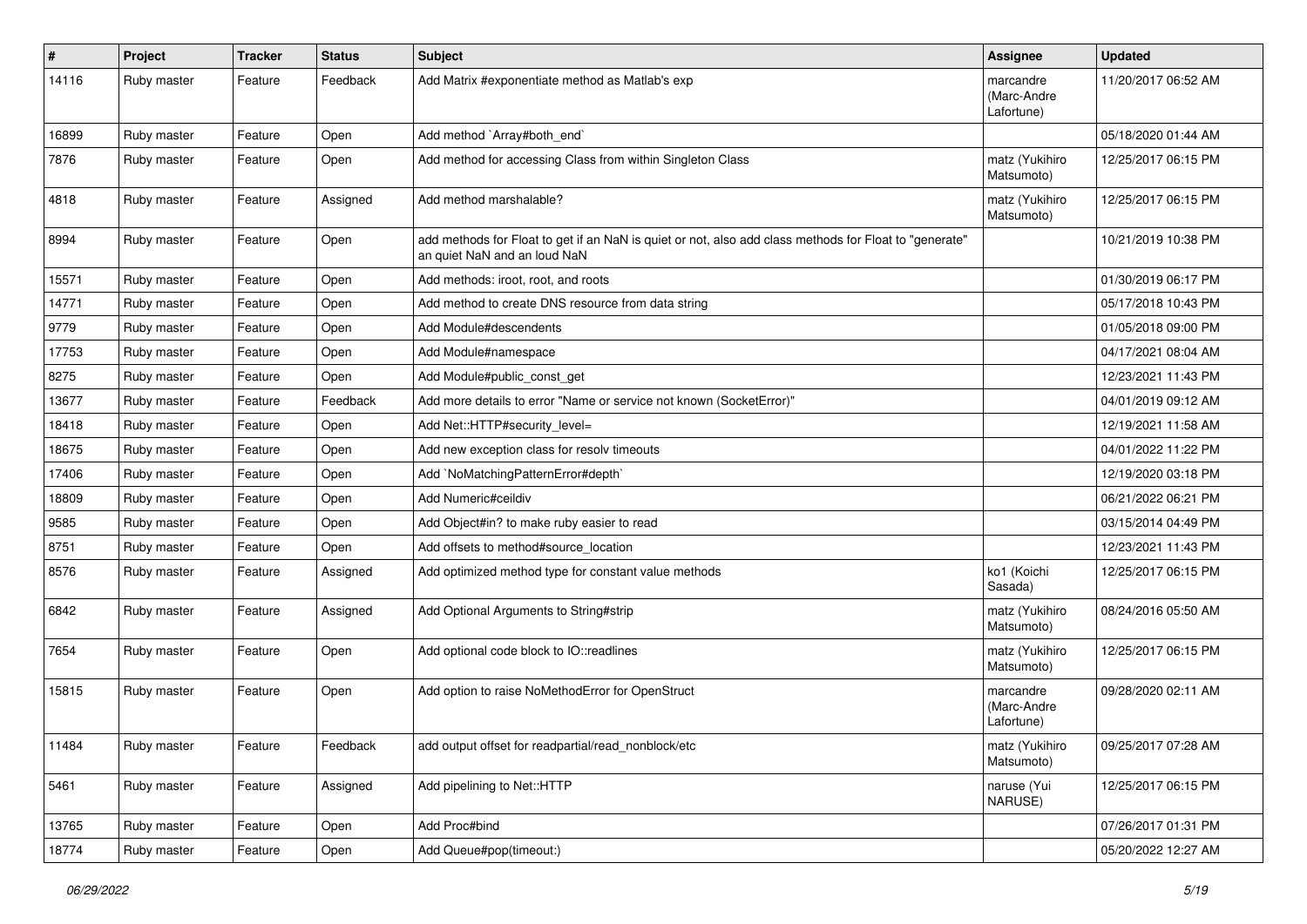| # | Project | Tracker | Status | Subject | Assignee | Updated |
|---|---|---|---|---|---|---|
| 14116 | Ruby master | Feature | Feedback | Add Matrix #exponentiate method as Matlab's exp | marcandre (Marc-Andre Lafortune) | 11/20/2017 06:52 AM |
| 16899 | Ruby master | Feature | Open | Add method `Array#both_end` | | 05/18/2020 01:44 AM |
| 7876 | Ruby master | Feature | Open | Add method for accessing Class from within Singleton Class | matz (Yukihiro Matsumoto) | 12/25/2017 06:15 PM |
| 4818 | Ruby master | Feature | Assigned | Add method marshalable? | matz (Yukihiro Matsumoto) | 12/25/2017 06:15 PM |
| 8994 | Ruby master | Feature | Open | add methods for Float to get if an NaN is quiet or not, also add class methods for Float to "generate" an quiet NaN and an loud NaN | | 10/21/2019 10:38 PM |
| 15571 | Ruby master | Feature | Open | Add methods: iroot, root, and roots | | 01/30/2019 06:17 PM |
| 14771 | Ruby master | Feature | Open | Add method to create DNS resource from data string | | 05/17/2018 10:43 PM |
| 9779 | Ruby master | Feature | Open | Add Module#descendents | | 01/05/2018 09:00 PM |
| 17753 | Ruby master | Feature | Open | Add Module#namespace | | 04/17/2021 08:04 AM |
| 8275 | Ruby master | Feature | Open | Add Module#public_const_get | | 12/23/2021 11:43 PM |
| 13677 | Ruby master | Feature | Feedback | Add more details to error "Name or service not known (SocketError)" | | 04/01/2019 09:12 AM |
| 18418 | Ruby master | Feature | Open | Add Net::HTTP#security_level= | | 12/19/2021 11:58 AM |
| 18675 | Ruby master | Feature | Open | Add new exception class for resolv timeouts | | 04/01/2022 11:22 PM |
| 17406 | Ruby master | Feature | Open | Add `NoMatchingPatternError#depth` | | 12/19/2020 03:18 PM |
| 18809 | Ruby master | Feature | Open | Add Numeric#ceildiv | | 06/21/2022 06:21 PM |
| 9585 | Ruby master | Feature | Open | Add Object#in? to make ruby easier to read | | 03/15/2014 04:49 PM |
| 8751 | Ruby master | Feature | Open | Add offsets to method#source_location | | 12/23/2021 11:43 PM |
| 8576 | Ruby master | Feature | Assigned | Add optimized method type for constant value methods | ko1 (Koichi Sasada) | 12/25/2017 06:15 PM |
| 6842 | Ruby master | Feature | Assigned | Add Optional Arguments to String#strip | matz (Yukihiro Matsumoto) | 08/24/2016 05:50 AM |
| 7654 | Ruby master | Feature | Open | Add optional code block to IO::readlines | matz (Yukihiro Matsumoto) | 12/25/2017 06:15 PM |
| 15815 | Ruby master | Feature | Open | Add option to raise NoMethodError for OpenStruct | marcandre (Marc-Andre Lafortune) | 09/28/2020 02:11 AM |
| 11484 | Ruby master | Feature | Feedback | add output offset for readpartial/read_nonblock/etc | matz (Yukihiro Matsumoto) | 09/25/2017 07:28 AM |
| 5461 | Ruby master | Feature | Assigned | Add pipelining to Net::HTTP | naruse (Yui NARUSE) | 12/25/2017 06:15 PM |
| 13765 | Ruby master | Feature | Open | Add Proc#bind | | 07/26/2017 01:31 PM |
| 18774 | Ruby master | Feature | Open | Add Queue#pop(timeout:) | | 05/20/2022 12:27 AM |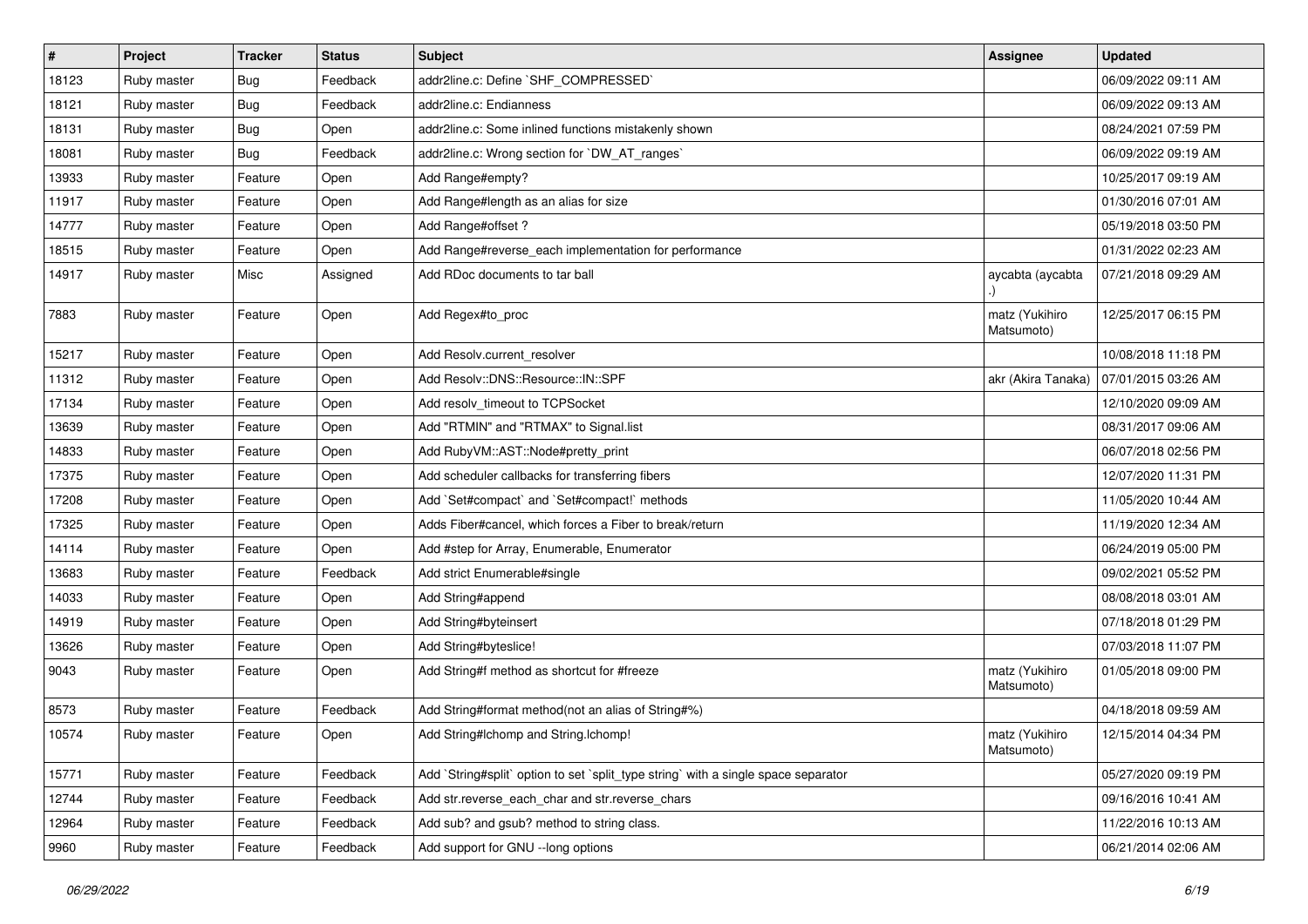| # | Project | Tracker | Status | Subject | Assignee | Updated |
|---|---|---|---|---|---|---|
| 18123 | Ruby master | Bug | Feedback | addr2line.c: Define `SHF_COMPRESSED` | | 06/09/2022 09:11 AM |
| 18121 | Ruby master | Bug | Feedback | addr2line.c: Endianness | | 06/09/2022 09:13 AM |
| 18131 | Ruby master | Bug | Open | addr2line.c: Some inlined functions mistakenly shown | | 08/24/2021 07:59 PM |
| 18081 | Ruby master | Bug | Feedback | addr2line.c: Wrong section for `DW_AT_ranges` | | 06/09/2022 09:19 AM |
| 13933 | Ruby master | Feature | Open | Add Range#empty? | | 10/25/2017 09:19 AM |
| 11917 | Ruby master | Feature | Open | Add Range#length as an alias for size | | 01/30/2016 07:01 AM |
| 14777 | Ruby master | Feature | Open | Add Range#offset ? | | 05/19/2018 03:50 PM |
| 18515 | Ruby master | Feature | Open | Add Range#reverse_each implementation for performance | | 01/31/2022 02:23 AM |
| 14917 | Ruby master | Misc | Assigned | Add RDoc documents to tar ball | aycabta (aycabta .) | 07/21/2018 09:29 AM |
| 7883 | Ruby master | Feature | Open | Add Regex#to_proc | matz (Yukihiro Matsumoto) | 12/25/2017 06:15 PM |
| 15217 | Ruby master | Feature | Open | Add Resolv.current_resolver | | 10/08/2018 11:18 PM |
| 11312 | Ruby master | Feature | Open | Add Resolv::DNS::Resource::IN::SPF | akr (Akira Tanaka) | 07/01/2015 03:26 AM |
| 17134 | Ruby master | Feature | Open | Add resolv_timeout to TCPSocket | | 12/10/2020 09:09 AM |
| 13639 | Ruby master | Feature | Open | Add "RTMIN" and "RTMAX" to Signal.list | | 08/31/2017 09:06 AM |
| 14833 | Ruby master | Feature | Open | Add RubyVM::AST::Node#pretty_print | | 06/07/2018 02:56 PM |
| 17375 | Ruby master | Feature | Open | Add scheduler callbacks for transferring fibers | | 12/07/2020 11:31 PM |
| 17208 | Ruby master | Feature | Open | Add `Set#compact` and `Set#compact!` methods | | 11/05/2020 10:44 AM |
| 17325 | Ruby master | Feature | Open | Adds Fiber#cancel, which forces a Fiber to break/return | | 11/19/2020 12:34 AM |
| 14114 | Ruby master | Feature | Open | Add #step for Array, Enumerable, Enumerator | | 06/24/2019 05:00 PM |
| 13683 | Ruby master | Feature | Feedback | Add strict Enumerable#single | | 09/02/2021 05:52 PM |
| 14033 | Ruby master | Feature | Open | Add String#append | | 08/08/2018 03:01 AM |
| 14919 | Ruby master | Feature | Open | Add String#byteinsert | | 07/18/2018 01:29 PM |
| 13626 | Ruby master | Feature | Open | Add String#byteslice! | | 07/03/2018 11:07 PM |
| 9043 | Ruby master | Feature | Open | Add String#f method as shortcut for #freeze | matz (Yukihiro Matsumoto) | 01/05/2018 09:00 PM |
| 8573 | Ruby master | Feature | Feedback | Add String#format method(not an alias of String#%) | | 04/18/2018 09:59 AM |
| 10574 | Ruby master | Feature | Open | Add String#lchomp and String.lchomp! | matz (Yukihiro Matsumoto) | 12/15/2014 04:34 PM |
| 15771 | Ruby master | Feature | Feedback | Add `String#split` option to set `split_type string` with a single space separator | | 05/27/2020 09:19 PM |
| 12744 | Ruby master | Feature | Feedback | Add str.reverse_each_char and str.reverse_chars | | 09/16/2016 10:41 AM |
| 12964 | Ruby master | Feature | Feedback | Add sub? and gsub? method to string class. | | 11/22/2016 10:13 AM |
| 9960 | Ruby master | Feature | Feedback | Add support for GNU --long options | | 06/21/2014 02:06 AM |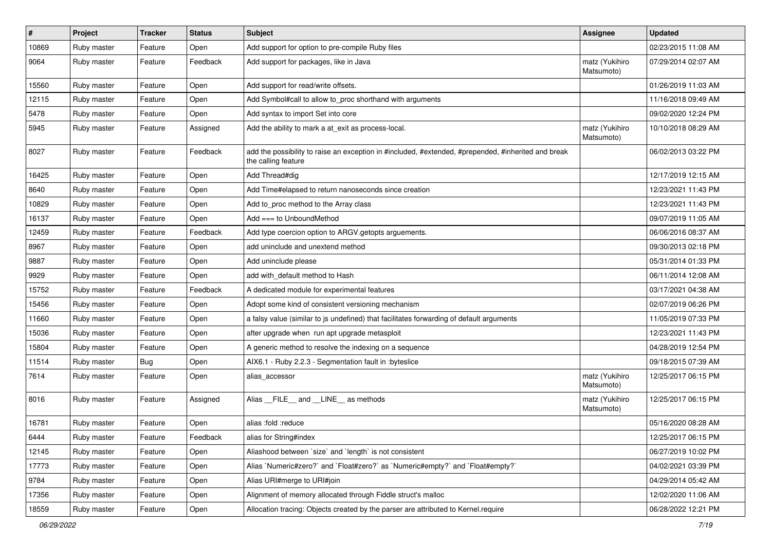| # | Project | Tracker | Status | Subject | Assignee | Updated |
|---|---|---|---|---|---|---|
| 10869 | Ruby master | Feature | Open | Add support for option to pre-compile Ruby files | | 02/23/2015 11:08 AM |
| 9064 | Ruby master | Feature | Feedback | Add support for packages, like in Java | matz (Yukihiro Matsumoto) | 07/29/2014 02:07 AM |
| 15560 | Ruby master | Feature | Open | Add support for read/write offsets. | | 01/26/2019 11:03 AM |
| 12115 | Ruby master | Feature | Open | Add Symbol#call to allow to_proc shorthand with arguments | | 11/16/2018 09:49 AM |
| 5478 | Ruby master | Feature | Open | Add syntax to import Set into core | | 09/02/2020 12:24 PM |
| 5945 | Ruby master | Feature | Assigned | Add the ability to mark a at_exit as process-local. | matz (Yukihiro Matsumoto) | 10/10/2018 08:29 AM |
| 8027 | Ruby master | Feature | Feedback | add the possibility to raise an exception in #included, #extended, #prepended, #inherited and break the calling feature | | 06/02/2013 03:22 PM |
| 16425 | Ruby master | Feature | Open | Add Thread#dig | | 12/17/2019 12:15 AM |
| 8640 | Ruby master | Feature | Open | Add Time#elapsed to return nanoseconds since creation | | 12/23/2021 11:43 PM |
| 10829 | Ruby master | Feature | Open | Add to_proc method to the Array class | | 12/23/2021 11:43 PM |
| 16137 | Ruby master | Feature | Open | Add === to UnboundMethod | | 09/07/2019 11:05 AM |
| 12459 | Ruby master | Feature | Feedback | Add type coercion option to ARGV.getopts arguements. | | 06/06/2016 08:37 AM |
| 8967 | Ruby master | Feature | Open | add uninclude and unextend method | | 09/30/2013 02:18 PM |
| 9887 | Ruby master | Feature | Open | Add uninclude please | | 05/31/2014 01:33 PM |
| 9929 | Ruby master | Feature | Open | add with_default method to Hash | | 06/11/2014 12:08 AM |
| 15752 | Ruby master | Feature | Feedback | A dedicated module for experimental features | | 03/17/2021 04:38 AM |
| 15456 | Ruby master | Feature | Open | Adopt some kind of consistent versioning mechanism | | 02/07/2019 06:26 PM |
| 11660 | Ruby master | Feature | Open | a falsy value (similar to js undefined) that facilitates forwarding of default arguments | | 11/05/2019 07:33 PM |
| 15036 | Ruby master | Feature | Open | after upgrade when run apt upgrade metasploit | | 12/23/2021 11:43 PM |
| 15804 | Ruby master | Feature | Open | A generic method to resolve the indexing on a sequence | | 04/28/2019 12:54 PM |
| 11514 | Ruby master | Bug | Open | AIX6.1 - Ruby 2.2.3 - Segmentation fault in :byteslice | | 09/18/2015 07:39 AM |
| 7614 | Ruby master | Feature | Open | alias_accessor | matz (Yukihiro Matsumoto) | 12/25/2017 06:15 PM |
| 8016 | Ruby master | Feature | Assigned | Alias __FILE__ and __LINE__ as methods | matz (Yukihiro Matsumoto) | 12/25/2017 06:15 PM |
| 16781 | Ruby master | Feature | Open | alias :fold :reduce | | 05/16/2020 08:28 AM |
| 6444 | Ruby master | Feature | Feedback | alias for String#index | | 12/25/2017 06:15 PM |
| 12145 | Ruby master | Feature | Open | Aliashood between `size` and `length` is not consistent | | 06/27/2019 10:02 PM |
| 17773 | Ruby master | Feature | Open | Alias `Numeric#zero?` and `Float#zero?` as `Numeric#empty?` and `Float#empty?` | | 04/02/2021 03:39 PM |
| 9784 | Ruby master | Feature | Open | Alias URI#merge to URI#join | | 04/29/2014 05:42 AM |
| 17356 | Ruby master | Feature | Open | Alignment of memory allocated through Fiddle struct's malloc | | 12/02/2020 11:06 AM |
| 18559 | Ruby master | Feature | Open | Allocation tracing: Objects created by the parser are attributed to Kernel.require | | 06/28/2022 12:21 PM |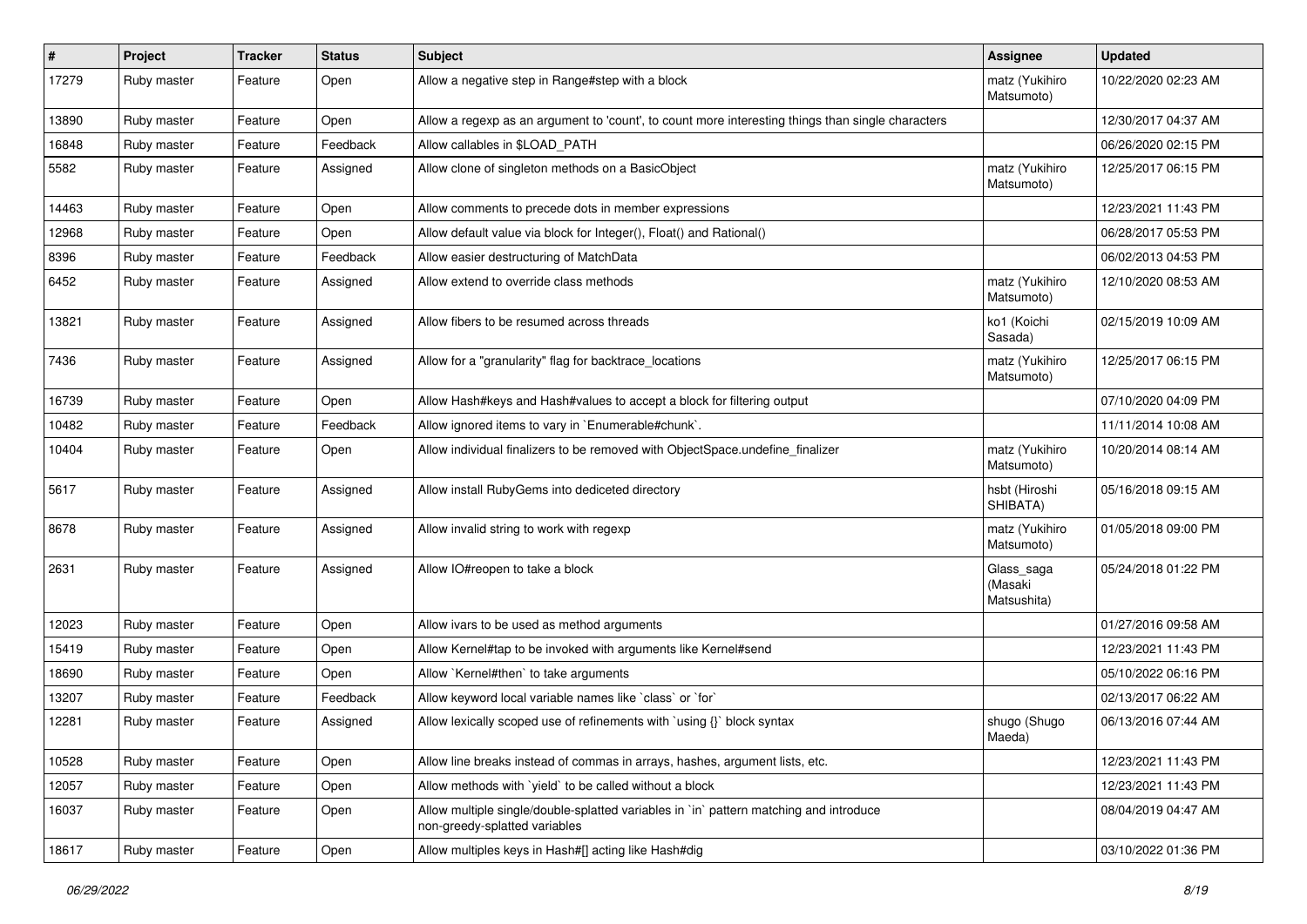| # | Project | Tracker | Status | Subject | Assignee | Updated |
|---|---|---|---|---|---|---|
| 17279 | Ruby master | Feature | Open | Allow a negative step in Range#step with a block | matz (Yukihiro Matsumoto) | 10/22/2020 02:23 AM |
| 13890 | Ruby master | Feature | Open | Allow a regexp as an argument to 'count', to count more interesting things than single characters | | 12/30/2017 04:37 AM |
| 16848 | Ruby master | Feature | Feedback | Allow callables in $LOAD_PATH | | 06/26/2020 02:15 PM |
| 5582 | Ruby master | Feature | Assigned | Allow clone of singleton methods on a BasicObject | matz (Yukihiro Matsumoto) | 12/25/2017 06:15 PM |
| 14463 | Ruby master | Feature | Open | Allow comments to precede dots in member expressions | | 12/23/2021 11:43 PM |
| 12968 | Ruby master | Feature | Open | Allow default value via block for Integer(), Float() and Rational() | | 06/28/2017 05:53 PM |
| 8396 | Ruby master | Feature | Feedback | Allow easier destructuring of MatchData | | 06/02/2013 04:53 PM |
| 6452 | Ruby master | Feature | Assigned | Allow extend to override class methods | matz (Yukihiro Matsumoto) | 12/10/2020 08:53 AM |
| 13821 | Ruby master | Feature | Assigned | Allow fibers to be resumed across threads | ko1 (Koichi Sasada) | 02/15/2019 10:09 AM |
| 7436 | Ruby master | Feature | Assigned | Allow for a "granularity" flag for backtrace_locations | matz (Yukihiro Matsumoto) | 12/25/2017 06:15 PM |
| 16739 | Ruby master | Feature | Open | Allow Hash#keys and Hash#values to accept a block for filtering output | | 07/10/2020 04:09 PM |
| 10482 | Ruby master | Feature | Feedback | Allow ignored items to vary in `Enumerable#chunk`. | | 11/11/2014 10:08 AM |
| 10404 | Ruby master | Feature | Open | Allow individual finalizers to be removed with ObjectSpace.undefine_finalizer | matz (Yukihiro Matsumoto) | 10/20/2014 08:14 AM |
| 5617 | Ruby master | Feature | Assigned | Allow install RubyGems into dediceted directory | hsbt (Hiroshi SHIBATA) | 05/16/2018 09:15 AM |
| 8678 | Ruby master | Feature | Assigned | Allow invalid string to work with regexp | matz (Yukihiro Matsumoto) | 01/05/2018 09:00 PM |
| 2631 | Ruby master | Feature | Assigned | Allow IO#reopen to take a block | Glass_saga (Masaki Matsushita) | 05/24/2018 01:22 PM |
| 12023 | Ruby master | Feature | Open | Allow ivars to be used as method arguments | | 01/27/2016 09:58 AM |
| 15419 | Ruby master | Feature | Open | Allow Kernel#tap to be invoked with arguments like Kernel#send | | 12/23/2021 11:43 PM |
| 18690 | Ruby master | Feature | Open | Allow `Kernel#then` to take arguments | | 05/10/2022 06:16 PM |
| 13207 | Ruby master | Feature | Feedback | Allow keyword local variable names like `class` or `for` | | 02/13/2017 06:22 AM |
| 12281 | Ruby master | Feature | Assigned | Allow lexically scoped use of refinements with `using {}` block syntax | shugo (Shugo Maeda) | 06/13/2016 07:44 AM |
| 10528 | Ruby master | Feature | Open | Allow line breaks instead of commas in arrays, hashes, argument lists, etc. | | 12/23/2021 11:43 PM |
| 12057 | Ruby master | Feature | Open | Allow methods with `yield` to be called without a block | | 12/23/2021 11:43 PM |
| 16037 | Ruby master | Feature | Open | Allow multiple single/double-splatted variables in `in` pattern matching and introduce non-greedy-splatted variables | | 08/04/2019 04:47 AM |
| 18617 | Ruby master | Feature | Open | Allow multiples keys in Hash#[] acting like Hash#dig | | 03/10/2022 01:36 PM |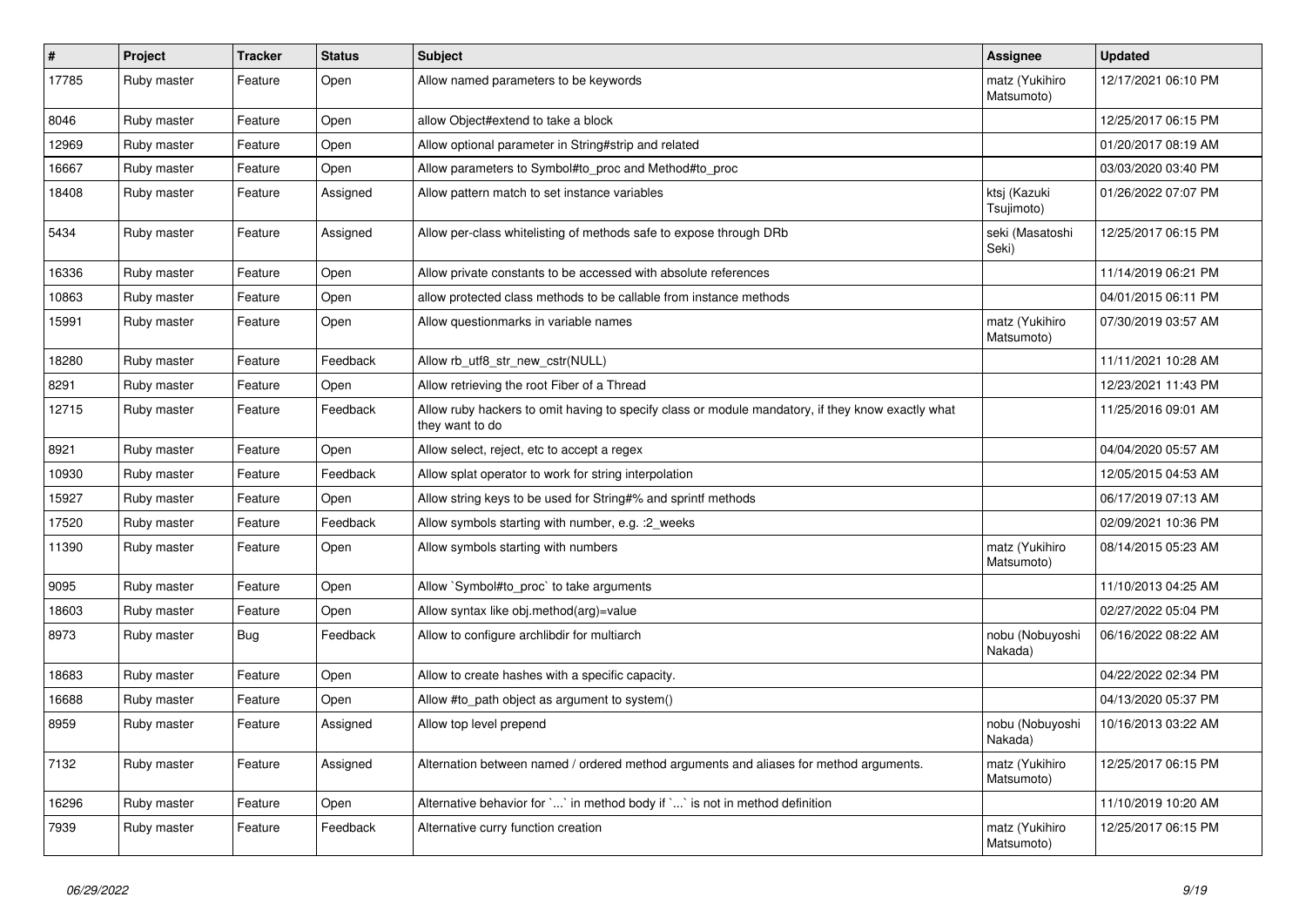| # | Project | Tracker | Status | Subject | Assignee | Updated |
|---|---|---|---|---|---|---|
| 17785 | Ruby master | Feature | Open | Allow named parameters to be keywords | matz (Yukihiro Matsumoto) | 12/17/2021 06:10 PM |
| 8046 | Ruby master | Feature | Open | allow Object#extend to take a block | | 12/25/2017 06:15 PM |
| 12969 | Ruby master | Feature | Open | Allow optional parameter in String#strip and related | | 01/20/2017 08:19 AM |
| 16667 | Ruby master | Feature | Open | Allow parameters to Symbol#to_proc and Method#to_proc | | 03/03/2020 03:40 PM |
| 18408 | Ruby master | Feature | Assigned | Allow pattern match to set instance variables | ktsj (Kazuki Tsujimoto) | 01/26/2022 07:07 PM |
| 5434 | Ruby master | Feature | Assigned | Allow per-class whitelisting of methods safe to expose through DRb | seki (Masatoshi Seki) | 12/25/2017 06:15 PM |
| 16336 | Ruby master | Feature | Open | Allow private constants to be accessed with absolute references | | 11/14/2019 06:21 PM |
| 10863 | Ruby master | Feature | Open | allow protected class methods to be callable from instance methods | | 04/01/2015 06:11 PM |
| 15991 | Ruby master | Feature | Open | Allow questionmarks in variable names | matz (Yukihiro Matsumoto) | 07/30/2019 03:57 AM |
| 18280 | Ruby master | Feature | Feedback | Allow rb_utf8_str_new_cstr(NULL) | | 11/11/2021 10:28 AM |
| 8291 | Ruby master | Feature | Open | Allow retrieving the root Fiber of a Thread | | 12/23/2021 11:43 PM |
| 12715 | Ruby master | Feature | Feedback | Allow ruby hackers to omit having to specify class or module mandatory, if they know exactly what they want to do | | 11/25/2016 09:01 AM |
| 8921 | Ruby master | Feature | Open | Allow select, reject, etc to accept a regex | | 04/04/2020 05:57 AM |
| 10930 | Ruby master | Feature | Feedback | Allow splat operator to work for string interpolation | | 12/05/2015 04:53 AM |
| 15927 | Ruby master | Feature | Open | Allow string keys to be used for String#% and sprintf methods | | 06/17/2019 07:13 AM |
| 17520 | Ruby master | Feature | Feedback | Allow symbols starting with number, e.g. :2_weeks | | 02/09/2021 10:36 PM |
| 11390 | Ruby master | Feature | Open | Allow symbols starting with numbers | matz (Yukihiro Matsumoto) | 08/14/2015 05:23 AM |
| 9095 | Ruby master | Feature | Open | Allow `Symbol#to_proc` to take arguments | | 11/10/2013 04:25 AM |
| 18603 | Ruby master | Feature | Open | Allow syntax like obj.method(arg)=value | | 02/27/2022 05:04 PM |
| 8973 | Ruby master | Bug | Feedback | Allow to configure archlibdir for multiarch | nobu (Nobuyoshi Nakada) | 06/16/2022 08:22 AM |
| 18683 | Ruby master | Feature | Open | Allow to create hashes with a specific capacity. | | 04/22/2022 02:34 PM |
| 16688 | Ruby master | Feature | Open | Allow #to_path object as argument to system() | | 04/13/2020 05:37 PM |
| 8959 | Ruby master | Feature | Assigned | Allow top level prepend | nobu (Nobuyoshi Nakada) | 10/16/2013 03:22 AM |
| 7132 | Ruby master | Feature | Assigned | Alternation between named / ordered method arguments and aliases for method arguments. | matz (Yukihiro Matsumoto) | 12/25/2017 06:15 PM |
| 16296 | Ruby master | Feature | Open | Alternative behavior for `...` in method body if `...` is not in method definition | | 11/10/2019 10:20 AM |
| 7939 | Ruby master | Feature | Feedback | Alternative curry function creation | matz (Yukihiro Matsumoto) | 12/25/2017 06:15 PM |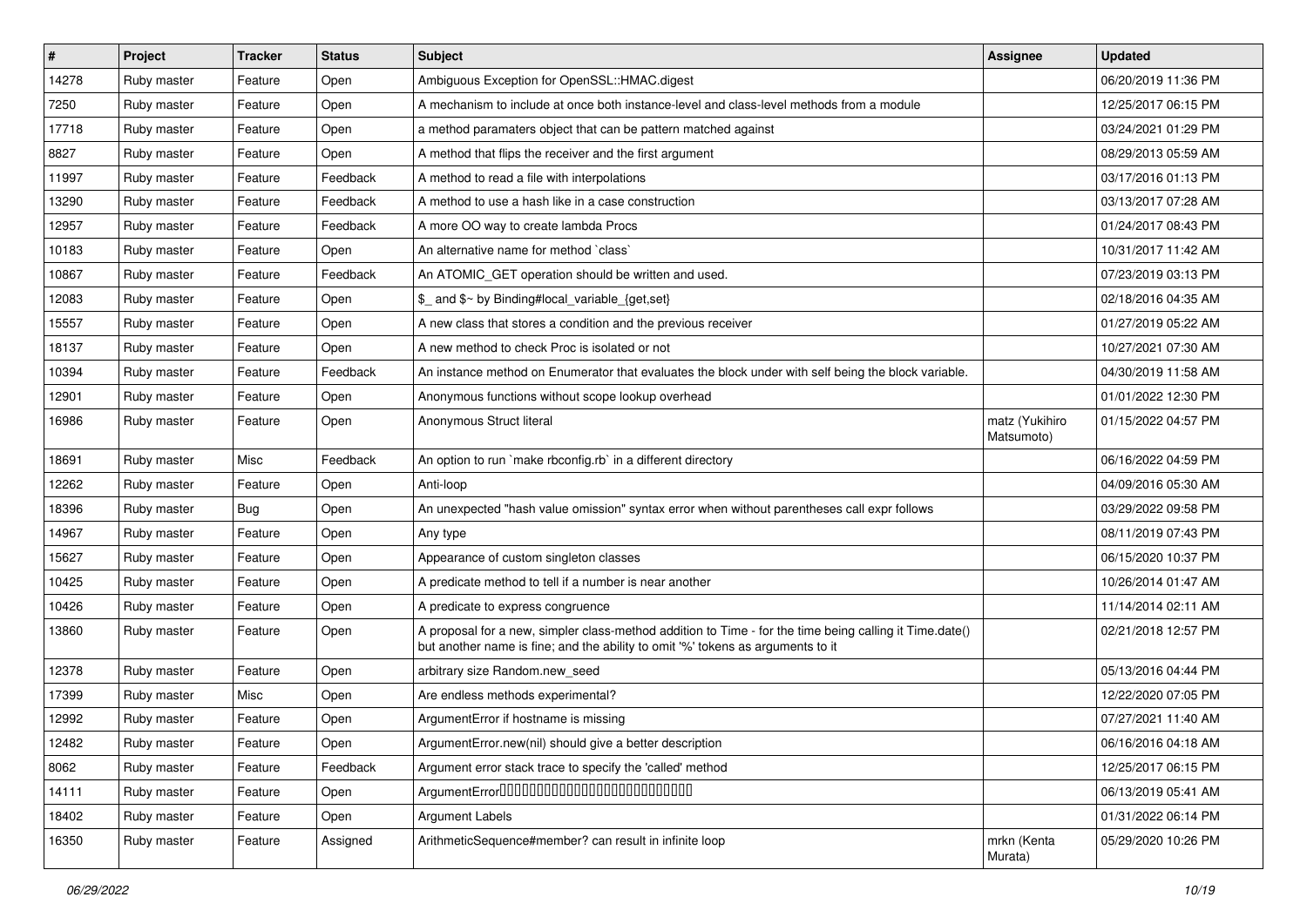| # | Project | Tracker | Status | Subject | Assignee | Updated |
|---|---|---|---|---|---|---|
| 14278 | Ruby master | Feature | Open | Ambiguous Exception for OpenSSL::HMAC.digest | | 06/20/2019 11:36 PM |
| 7250 | Ruby master | Feature | Open | A mechanism to include at once both instance-level and class-level methods from a module | | 12/25/2017 06:15 PM |
| 17718 | Ruby master | Feature | Open | a method paramaters object that can be pattern matched against | | 03/24/2021 01:29 PM |
| 8827 | Ruby master | Feature | Open | A method that flips the receiver and the first argument | | 08/29/2013 05:59 AM |
| 11997 | Ruby master | Feature | Feedback | A method to read a file with interpolations | | 03/17/2016 01:13 PM |
| 13290 | Ruby master | Feature | Feedback | A method to use a hash like in a case construction | | 03/13/2017 07:28 AM |
| 12957 | Ruby master | Feature | Feedback | A more OO way to create lambda Procs | | 01/24/2017 08:43 PM |
| 10183 | Ruby master | Feature | Open | An alternative name for method `class` | | 10/31/2017 11:42 AM |
| 10867 | Ruby master | Feature | Feedback | An ATOMIC_GET operation should be written and used. | | 07/23/2019 03:13 PM |
| 12083 | Ruby master | Feature | Open | $_ and $~ by Binding#local_variable_{get,set} | | 02/18/2016 04:35 AM |
| 15557 | Ruby master | Feature | Open | A new class that stores a condition and the previous receiver | | 01/27/2019 05:22 AM |
| 18137 | Ruby master | Feature | Open | A new method to check Proc is isolated or not | | 10/27/2021 07:30 AM |
| 10394 | Ruby master | Feature | Feedback | An instance method on Enumerator that evaluates the block under with self being the block variable. | | 04/30/2019 11:58 AM |
| 12901 | Ruby master | Feature | Open | Anonymous functions without scope lookup overhead | | 01/01/2022 12:30 PM |
| 16986 | Ruby master | Feature | Open | Anonymous Struct literal | matz (Yukihiro Matsumoto) | 01/15/2022 04:57 PM |
| 18691 | Ruby master | Misc | Feedback | An option to run `make rbconfig.rb` in a different directory | | 06/16/2022 04:59 PM |
| 12262 | Ruby master | Feature | Open | Anti-loop | | 04/09/2016 05:30 AM |
| 18396 | Ruby master | Bug | Open | An unexpected "hash value omission" syntax error when without parentheses call expr follows | | 03/29/2022 09:58 PM |
| 14967 | Ruby master | Feature | Open | Any type | | 08/11/2019 07:43 PM |
| 15627 | Ruby master | Feature | Open | Appearance of custom singleton classes | | 06/15/2020 10:37 PM |
| 10425 | Ruby master | Feature | Open | A predicate method to tell if a number is near another | | 10/26/2014 01:47 AM |
| 10426 | Ruby master | Feature | Open | A predicate to express congruence | | 11/14/2014 02:11 AM |
| 13860 | Ruby master | Feature | Open | A proposal for a new, simpler class-method addition to Time - for the time being calling it Time.date() but another name is fine; and the ability to omit '%' tokens as arguments to it | | 02/21/2018 12:57 PM |
| 12378 | Ruby master | Feature | Open | arbitrary size Random.new_seed | | 05/13/2016 04:44 PM |
| 17399 | Ruby master | Misc | Open | Are endless methods experimental? | | 12/22/2020 07:05 PM |
| 12992 | Ruby master | Feature | Open | ArgumentError if hostname is missing | | 07/27/2021 11:40 AM |
| 12482 | Ruby master | Feature | Open | ArgumentError.new(nil) should give a better description | | 06/16/2016 04:18 AM |
| 8062 | Ruby master | Feature | Feedback | Argument error stack trace to specify the 'called' method | | 12/25/2017 06:15 PM |
| 14111 | Ruby master | Feature | Open | ArgumentError□□□□□□□□□□□□□□□□□□□□□□□□□□□□ | | 06/13/2019 05:41 AM |
| 18402 | Ruby master | Feature | Open | Argument Labels | | 01/31/2022 06:14 PM |
| 16350 | Ruby master | Feature | Assigned | ArithmeticSequence#member? can result in infinite loop | mrkn (Kenta Murata) | 05/29/2020 10:26 PM |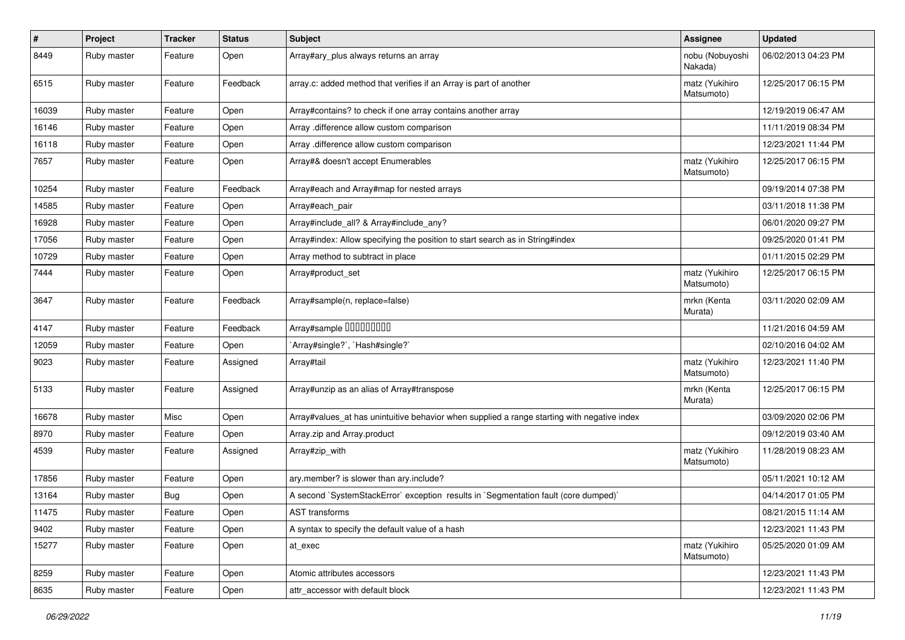| # | Project | Tracker | Status | Subject | Assignee | Updated |
|---|---|---|---|---|---|---|
| 8449 | Ruby master | Feature | Open | Array#ary_plus always returns an array | nobu (Nobuyoshi Nakada) | 06/02/2013 04:23 PM |
| 6515 | Ruby master | Feature | Feedback | array.c: added method that verifies if an Array is part of another | matz (Yukihiro Matsumoto) | 12/25/2017 06:15 PM |
| 16039 | Ruby master | Feature | Open | Array#contains? to check if one array contains another array | | 12/19/2019 06:47 AM |
| 16146 | Ruby master | Feature | Open | Array .difference allow custom comparison | | 11/11/2019 08:34 PM |
| 16118 | Ruby master | Feature | Open | Array .difference allow custom comparison | | 12/23/2021 11:44 PM |
| 7657 | Ruby master | Feature | Open | Array#& doesn't accept Enumerables | matz (Yukihiro Matsumoto) | 12/25/2017 06:15 PM |
| 10254 | Ruby master | Feature | Feedback | Array#each and Array#map for nested arrays | | 09/19/2014 07:38 PM |
| 14585 | Ruby master | Feature | Open | Array#each_pair | | 03/11/2018 11:38 PM |
| 16928 | Ruby master | Feature | Open | Array#include_all? & Array#include_any? | | 06/01/2020 09:27 PM |
| 17056 | Ruby master | Feature | Open | Array#index: Allow specifying the position to start search as in String#index | | 09/25/2020 01:41 PM |
| 10729 | Ruby master | Feature | Open | Array method to subtract in place | | 01/11/2015 02:29 PM |
| 7444 | Ruby master | Feature | Open | Array#product_set | matz (Yukihiro Matsumoto) | 12/25/2017 06:15 PM |
| 3647 | Ruby master | Feature | Feedback | Array#sample(n, replace=false) | mrkn (Kenta Murata) | 03/11/2020 02:09 AM |
| 4147 | Ruby master | Feature | Feedback | Array#sample ��������� | | 11/21/2016 04:59 AM |
| 12059 | Ruby master | Feature | Open | `Array#single?`, `Hash#single?` | | 02/10/2016 04:02 AM |
| 9023 | Ruby master | Feature | Assigned | Array#tail | matz (Yukihiro Matsumoto) | 12/23/2021 11:40 PM |
| 5133 | Ruby master | Feature | Assigned | Array#unzip as an alias of Array#transpose | mrkn (Kenta Murata) | 12/25/2017 06:15 PM |
| 16678 | Ruby master | Misc | Open | Array#values_at has unintuitive behavior when supplied a range starting with negative index | | 03/09/2020 02:06 PM |
| 8970 | Ruby master | Feature | Open | Array.zip and Array.product | | 09/12/2019 03:40 AM |
| 4539 | Ruby master | Feature | Assigned | Array#zip_with | matz (Yukihiro Matsumoto) | 11/28/2019 08:23 AM |
| 17856 | Ruby master | Feature | Open | ary.member? is slower than ary.include? | | 05/11/2021 10:12 AM |
| 13164 | Ruby master | Bug | Open | A second `SystemStackError` exception results in `Segmentation fault (core dumped)` | | 04/14/2017 01:05 PM |
| 11475 | Ruby master | Feature | Open | AST transforms | | 08/21/2015 11:14 AM |
| 9402 | Ruby master | Feature | Open | A syntax to specify the default value of a hash | | 12/23/2021 11:43 PM |
| 15277 | Ruby master | Feature | Open | at_exec | matz (Yukihiro Matsumoto) | 05/25/2020 01:09 AM |
| 8259 | Ruby master | Feature | Open | Atomic attributes accessors | | 12/23/2021 11:43 PM |
| 8635 | Ruby master | Feature | Open | attr_accessor with default block | | 12/23/2021 11:43 PM |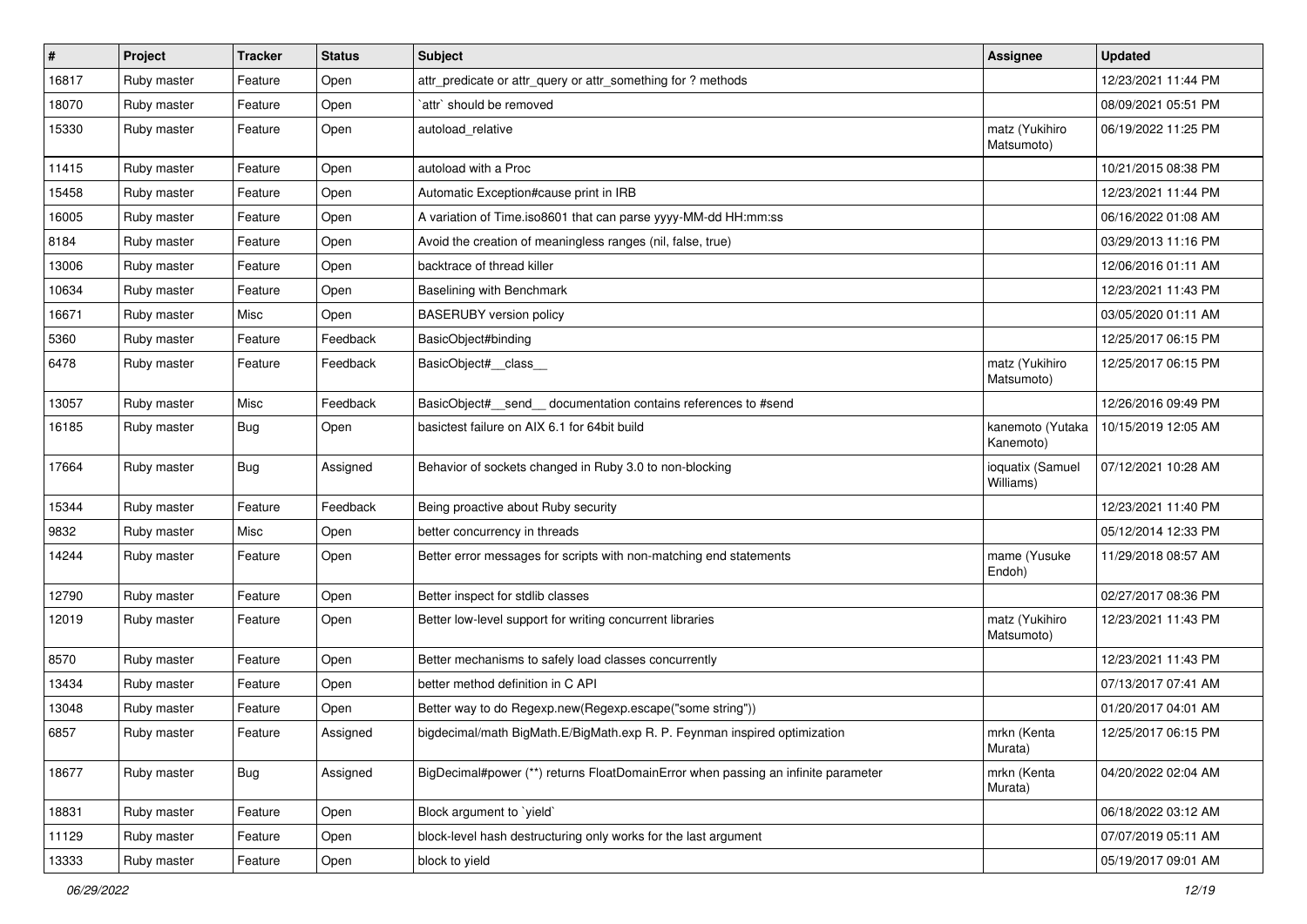| # | Project | Tracker | Status | Subject | Assignee | Updated |
|---|---|---|---|---|---|---|
| 16817 | Ruby master | Feature | Open | attr_predicate or attr_query or attr_something for ? methods | | 12/23/2021 11:44 PM |
| 18070 | Ruby master | Feature | Open | `attr` should be removed | | 08/09/2021 05:51 PM |
| 15330 | Ruby master | Feature | Open | autoload_relative | matz (Yukihiro Matsumoto) | 06/19/2022 11:25 PM |
| 11415 | Ruby master | Feature | Open | autoload with a Proc | | 10/21/2015 08:38 PM |
| 15458 | Ruby master | Feature | Open | Automatic Exception#cause print in IRB | | 12/23/2021 11:44 PM |
| 16005 | Ruby master | Feature | Open | A variation of Time.iso8601 that can parse yyyy-MM-dd HH:mm:ss | | 06/16/2022 01:08 AM |
| 8184 | Ruby master | Feature | Open | Avoid the creation of meaningless ranges (nil, false, true) | | 03/29/2013 11:16 PM |
| 13006 | Ruby master | Feature | Open | backtrace of thread killer | | 12/06/2016 01:11 AM |
| 10634 | Ruby master | Feature | Open | Baselining with Benchmark | | 12/23/2021 11:43 PM |
| 16671 | Ruby master | Misc | Open | BASERUBY version policy | | 03/05/2020 01:11 AM |
| 5360 | Ruby master | Feature | Feedback | BasicObject#binding | | 12/25/2017 06:15 PM |
| 6478 | Ruby master | Feature | Feedback | BasicObject#__class__ | matz (Yukihiro Matsumoto) | 12/25/2017 06:15 PM |
| 13057 | Ruby master | Misc | Feedback | BasicObject#__send__ documentation contains references to #send | | 12/26/2016 09:49 PM |
| 16185 | Ruby master | Bug | Open | basictest failure on AIX 6.1 for 64bit build | kanemoto (Yutaka Kanemoto) | 10/15/2019 12:05 AM |
| 17664 | Ruby master | Bug | Assigned | Behavior of sockets changed in Ruby 3.0 to non-blocking | ioquatix (Samuel Williams) | 07/12/2021 10:28 AM |
| 15344 | Ruby master | Feature | Feedback | Being proactive about Ruby security | | 12/23/2021 11:40 PM |
| 9832 | Ruby master | Misc | Open | better concurrency in threads | | 05/12/2014 12:33 PM |
| 14244 | Ruby master | Feature | Open | Better error messages for scripts with non-matching end statements | mame (Yusuke Endoh) | 11/29/2018 08:57 AM |
| 12790 | Ruby master | Feature | Open | Better inspect for stdlib classes | | 02/27/2017 08:36 PM |
| 12019 | Ruby master | Feature | Open | Better low-level support for writing concurrent libraries | matz (Yukihiro Matsumoto) | 12/23/2021 11:43 PM |
| 8570 | Ruby master | Feature | Open | Better mechanisms to safely load classes concurrently | | 12/23/2021 11:43 PM |
| 13434 | Ruby master | Feature | Open | better method definition in C API | | 07/13/2017 07:41 AM |
| 13048 | Ruby master | Feature | Open | Better way to do Regexp.new(Regexp.escape("some string")) | | 01/20/2017 04:01 AM |
| 6857 | Ruby master | Feature | Assigned | bigdecimal/math BigMath.E/BigMath.exp R. P. Feynman inspired optimization | mrkn (Kenta Murata) | 12/25/2017 06:15 PM |
| 18677 | Ruby master | Bug | Assigned | BigDecimal#power (**) returns FloatDomainError when passing an infinite parameter | mrkn (Kenta Murata) | 04/20/2022 02:04 AM |
| 18831 | Ruby master | Feature | Open | Block argument to `yield` | | 06/18/2022 03:12 AM |
| 11129 | Ruby master | Feature | Open | block-level hash destructuring only works for the last argument | | 07/07/2019 05:11 AM |
| 13333 | Ruby master | Feature | Open | block to yield | | 05/19/2017 09:01 AM |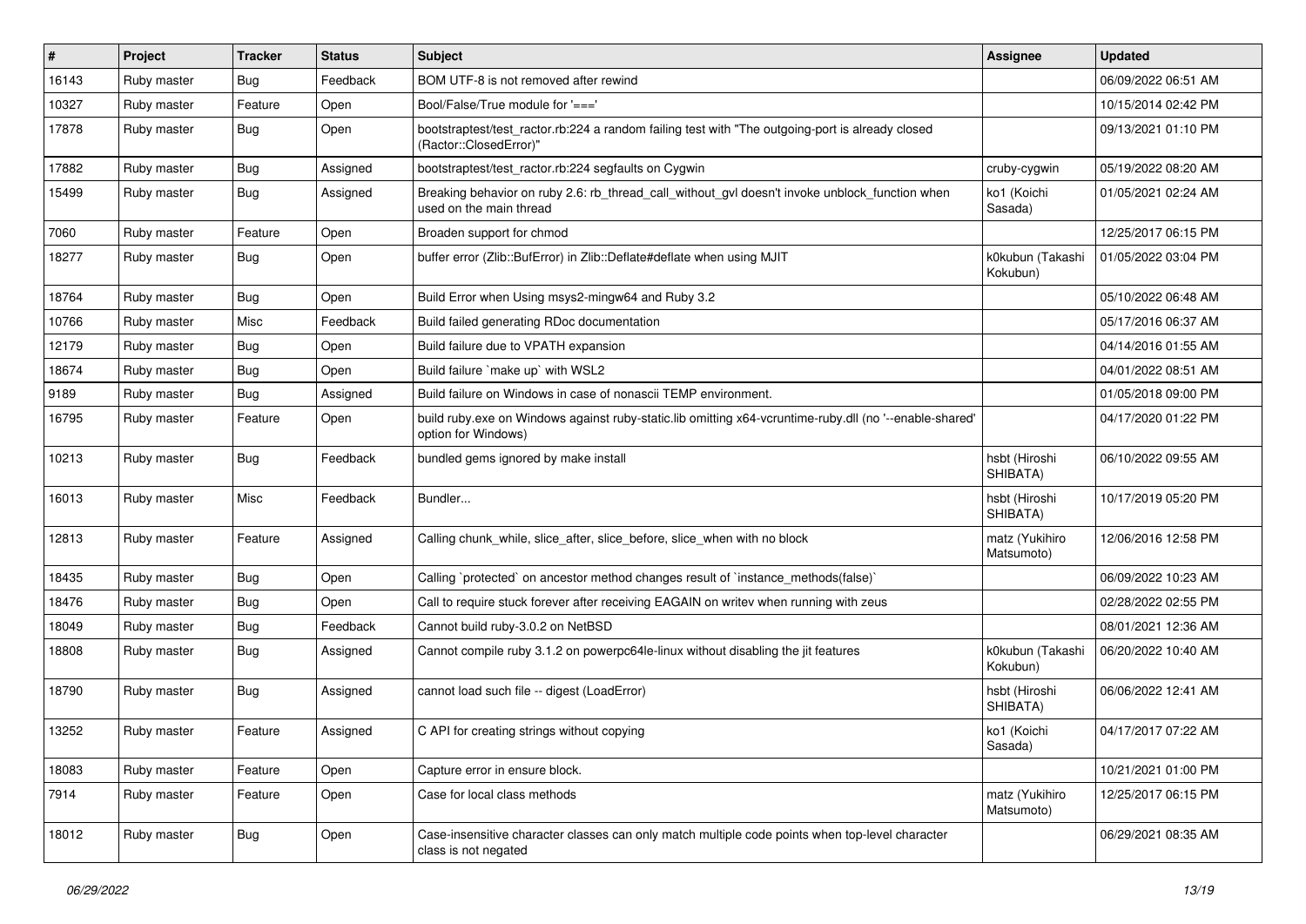| # | Project | Tracker | Status | Subject | Assignee | Updated |
|---|---|---|---|---|---|---|
| 16143 | Ruby master | Bug | Feedback | BOM UTF-8 is not removed after rewind | | 06/09/2022 06:51 AM |
| 10327 | Ruby master | Feature | Open | Bool/False/True module for '===' | | 10/15/2014 02:42 PM |
| 17878 | Ruby master | Bug | Open | bootstraptest/test_ractor.rb:224 a random failing test with "The outgoing-port is already closed (Ractor::ClosedError)" | | 09/13/2021 01:10 PM |
| 17882 | Ruby master | Bug | Assigned | bootstraptest/test_ractor.rb:224 segfaults on Cygwin | cruby-cygwin | 05/19/2022 08:20 AM |
| 15499 | Ruby master | Bug | Assigned | Breaking behavior on ruby 2.6: rb_thread_call_without_gvl doesn't invoke unblock_function when used on the main thread | ko1 (Koichi Sasada) | 01/05/2021 02:24 AM |
| 7060 | Ruby master | Feature | Open | Broaden support for chmod | | 12/25/2017 06:15 PM |
| 18277 | Ruby master | Bug | Open | buffer error (Zlib::BufError) in Zlib::Deflate#deflate when using MJIT | k0kubun (Takashi Kokubun) | 01/05/2022 03:04 PM |
| 18764 | Ruby master | Bug | Open | Build Error when Using msys2-mingw64 and Ruby 3.2 | | 05/10/2022 06:48 AM |
| 10766 | Ruby master | Misc | Feedback | Build failed generating RDoc documentation | | 05/17/2016 06:37 AM |
| 12179 | Ruby master | Bug | Open | Build failure due to VPATH expansion | | 04/14/2016 01:55 AM |
| 18674 | Ruby master | Bug | Open | Build failure `make up` with WSL2 | | 04/01/2022 08:51 AM |
| 9189 | Ruby master | Bug | Assigned | Build failure on Windows in case of nonascii TEMP environment. | | 01/05/2018 09:00 PM |
| 16795 | Ruby master | Feature | Open | build ruby.exe on Windows against ruby-static.lib omitting x64-vcruntime-ruby.dll (no '--enable-shared' option for Windows) | | 04/17/2020 01:22 PM |
| 10213 | Ruby master | Bug | Feedback | bundled gems ignored by make install | hsbt (Hiroshi SHIBATA) | 06/10/2022 09:55 AM |
| 16013 | Ruby master | Misc | Feedback | Bundler... | hsbt (Hiroshi SHIBATA) | 10/17/2019 05:20 PM |
| 12813 | Ruby master | Feature | Assigned | Calling chunk_while, slice_after, slice_before, slice_when with no block | matz (Yukihiro Matsumoto) | 12/06/2016 12:58 PM |
| 18435 | Ruby master | Bug | Open | Calling `protected` on ancestor method changes result of `instance_methods(false)` | | 06/09/2022 10:23 AM |
| 18476 | Ruby master | Bug | Open | Call to require stuck forever after receiving EAGAIN on writev when running with zeus | | 02/28/2022 02:55 PM |
| 18049 | Ruby master | Bug | Feedback | Cannot build ruby-3.0.2 on NetBSD | | 08/01/2021 12:36 AM |
| 18808 | Ruby master | Bug | Assigned | Cannot compile ruby 3.1.2 on powerpc64le-linux without disabling the jit features | k0kubun (Takashi Kokubun) | 06/20/2022 10:40 AM |
| 18790 | Ruby master | Bug | Assigned | cannot load such file -- digest (LoadError) | hsbt (Hiroshi SHIBATA) | 06/06/2022 12:41 AM |
| 13252 | Ruby master | Feature | Assigned | C API for creating strings without copying | ko1 (Koichi Sasada) | 04/17/2017 07:22 AM |
| 18083 | Ruby master | Feature | Open | Capture error in ensure block. | | 10/21/2021 01:00 PM |
| 7914 | Ruby master | Feature | Open | Case for local class methods | matz (Yukihiro Matsumoto) | 12/25/2017 06:15 PM |
| 18012 | Ruby master | Bug | Open | Case-insensitive character classes can only match multiple code points when top-level character class is not negated | | 06/29/2021 08:35 AM |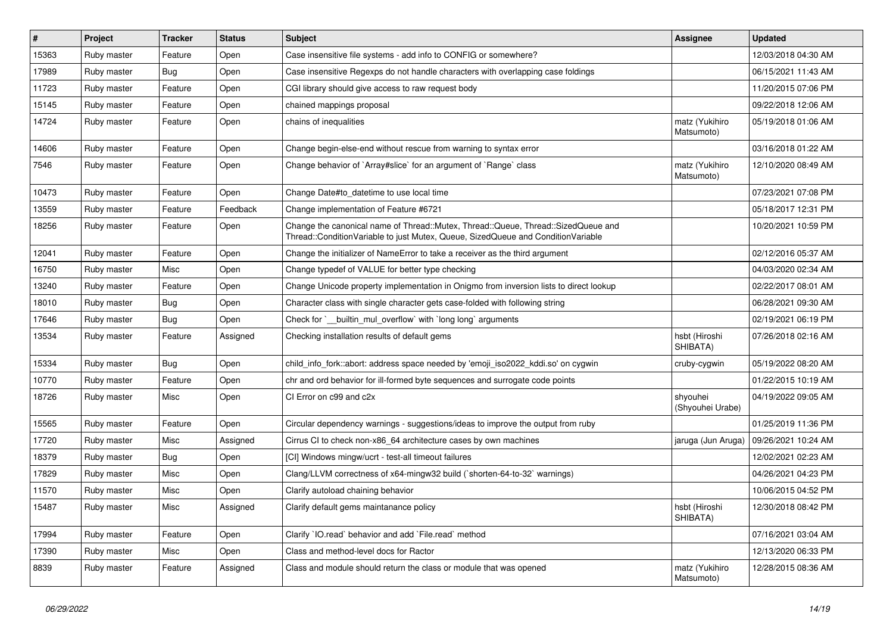| # | Project | Tracker | Status | Subject | Assignee | Updated |
|---|---|---|---|---|---|---|
| 15363 | Ruby master | Feature | Open | Case insensitive file systems - add info to CONFIG or somewhere? | | 12/03/2018 04:30 AM |
| 17989 | Ruby master | Bug | Open | Case insensitive Regexps do not handle characters with overlapping case foldings | | 06/15/2021 11:43 AM |
| 11723 | Ruby master | Feature | Open | CGI library should give access to raw request body | | 11/20/2015 07:06 PM |
| 15145 | Ruby master | Feature | Open | chained mappings proposal | | 09/22/2018 12:06 AM |
| 14724 | Ruby master | Feature | Open | chains of inequalities | matz (Yukihiro Matsumoto) | 05/19/2018 01:06 AM |
| 14606 | Ruby master | Feature | Open | Change begin-else-end without rescue from warning to syntax error | | 03/16/2018 01:22 AM |
| 7546 | Ruby master | Feature | Open | Change behavior of `Array#slice` for an argument of `Range` class | matz (Yukihiro Matsumoto) | 12/10/2020 08:49 AM |
| 10473 | Ruby master | Feature | Open | Change Date#to_datetime to use local time | | 07/23/2021 07:08 PM |
| 13559 | Ruby master | Feature | Feedback | Change implementation of Feature #6721 | | 05/18/2017 12:31 PM |
| 18256 | Ruby master | Feature | Open | Change the canonical name of Thread::Mutex, Thread::Queue, Thread::SizedQueue and Thread::ConditionVariable to just Mutex, Queue, SizedQueue and ConditionVariable | | 10/20/2021 10:59 PM |
| 12041 | Ruby master | Feature | Open | Change the initializer of NameError to take a receiver as the third argument | | 02/12/2016 05:37 AM |
| 16750 | Ruby master | Misc | Open | Change typedef of VALUE for better type checking | | 04/03/2020 02:34 AM |
| 13240 | Ruby master | Feature | Open | Change Unicode property implementation in Onigmo from inversion lists to direct lookup | | 02/22/2017 08:01 AM |
| 18010 | Ruby master | Bug | Open | Character class with single character gets case-folded with following string | | 06/28/2021 09:30 AM |
| 17646 | Ruby master | Bug | Open | Check for `__builtin_mul_overflow` with `long long` arguments | | 02/19/2021 06:19 PM |
| 13534 | Ruby master | Feature | Assigned | Checking installation results of default gems | hsbt (Hiroshi SHIBATA) | 07/26/2018 02:16 AM |
| 15334 | Ruby master | Bug | Open | child_info_fork::abort: address space needed by 'emoji_iso2022_kddi.so' on cygwin | cruby-cygwin | 05/19/2022 08:20 AM |
| 10770 | Ruby master | Feature | Open | chr and ord behavior for ill-formed byte sequences and surrogate code points | | 01/22/2015 10:19 AM |
| 18726 | Ruby master | Misc | Open | CI Error on c99 and c2x | shyouhei (Shyouhei Urabe) | 04/19/2022 09:05 AM |
| 15565 | Ruby master | Feature | Open | Circular dependency warnings - suggestions/ideas to improve the output from ruby | | 01/25/2019 11:36 PM |
| 17720 | Ruby master | Misc | Assigned | Cirrus CI to check non-x86_64 architecture cases by own machines | jaruga (Jun Aruga) | 09/26/2021 10:24 AM |
| 18379 | Ruby master | Bug | Open | [CI] Windows mingw/ucrt - test-all timeout failures | | 12/02/2021 02:23 AM |
| 17829 | Ruby master | Misc | Open | Clang/LLVM correctness of x64-mingw32 build (`shorten-64-to-32` warnings) | | 04/26/2021 04:23 PM |
| 11570 | Ruby master | Misc | Open | Clarify autoload chaining behavior | | 10/06/2015 04:52 PM |
| 15487 | Ruby master | Misc | Assigned | Clarify default gems maintanance policy | hsbt (Hiroshi SHIBATA) | 12/30/2018 08:42 PM |
| 17994 | Ruby master | Feature | Open | Clarify `IO.read` behavior and add `File.read` method | | 07/16/2021 03:04 AM |
| 17390 | Ruby master | Misc | Open | Class and method-level docs for Ractor | | 12/13/2020 06:33 PM |
| 8839 | Ruby master | Feature | Assigned | Class and module should return the class or module that was opened | matz (Yukihiro Matsumoto) | 12/28/2015 08:36 AM |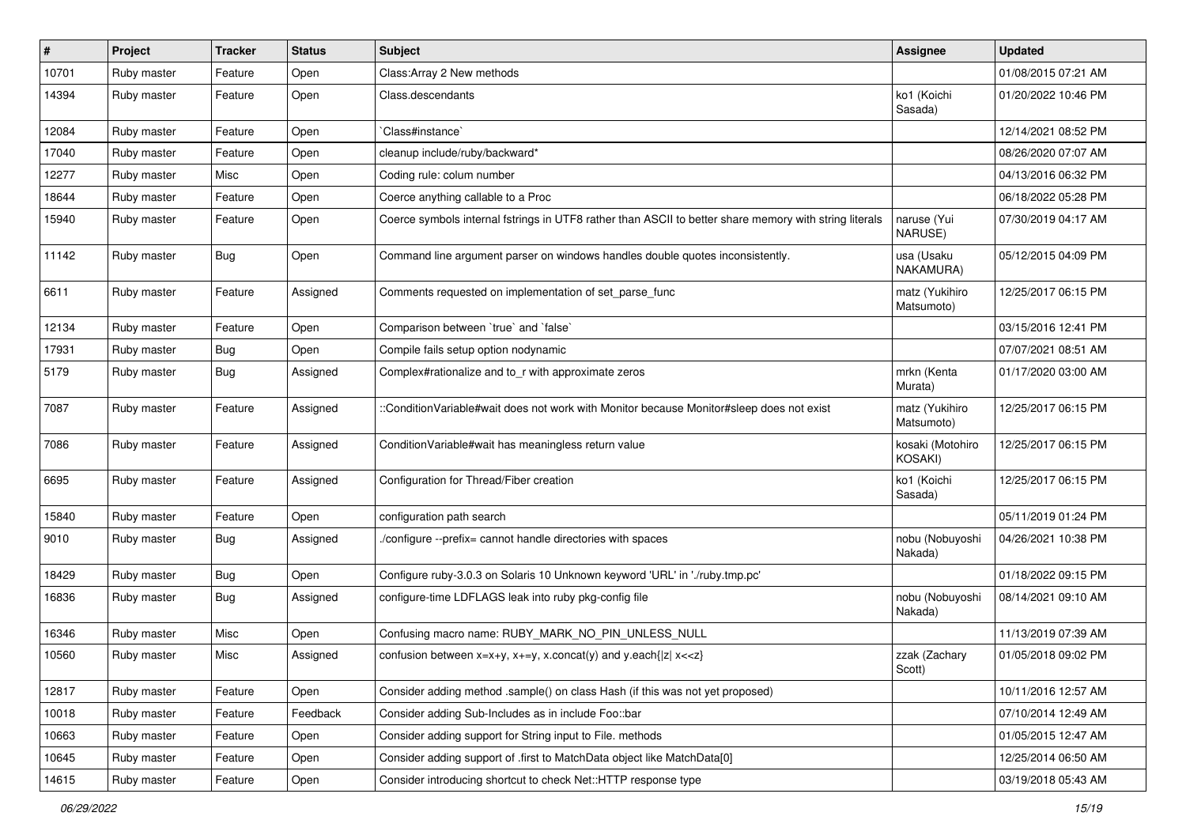| # | Project | Tracker | Status | Subject | Assignee | Updated |
|---|---|---|---|---|---|---|
| 10701 | Ruby master | Feature | Open | Class:Array 2 New methods | | 01/08/2015 07:21 AM |
| 14394 | Ruby master | Feature | Open | Class.descendants | ko1 (Koichi Sasada) | 01/20/2022 10:46 PM |
| 12084 | Ruby master | Feature | Open | `Class#instance` | | 12/14/2021 08:52 PM |
| 17040 | Ruby master | Feature | Open | cleanup include/ruby/backward* | | 08/26/2020 07:07 AM |
| 12277 | Ruby master | Misc | Open | Coding rule: colum number | | 04/13/2016 06:32 PM |
| 18644 | Ruby master | Feature | Open | Coerce anything callable to a Proc | | 06/18/2022 05:28 PM |
| 15940 | Ruby master | Feature | Open | Coerce symbols internal fstrings in UTF8 rather than ASCII to better share memory with string literals | naruse (Yui NARUSE) | 07/30/2019 04:17 AM |
| 11142 | Ruby master | Bug | Open | Command line argument parser on windows handles double quotes inconsistently. | usa (Usaku NAKAMURA) | 05/12/2015 04:09 PM |
| 6611 | Ruby master | Feature | Assigned | Comments requested on implementation of set_parse_func | matz (Yukihiro Matsumoto) | 12/25/2017 06:15 PM |
| 12134 | Ruby master | Feature | Open | Comparison between `true` and `false` | | 03/15/2016 12:41 PM |
| 17931 | Ruby master | Bug | Open | Compile fails setup option nodynamic | | 07/07/2021 08:51 AM |
| 5179 | Ruby master | Bug | Assigned | Complex#rationalize and to_r with approximate zeros | mrkn (Kenta Murata) | 01/17/2020 03:00 AM |
| 7087 | Ruby master | Feature | Assigned | ::ConditionVariable#wait does not work with Monitor because Monitor#sleep does not exist | matz (Yukihiro Matsumoto) | 12/25/2017 06:15 PM |
| 7086 | Ruby master | Feature | Assigned | ConditionVariable#wait has meaningless return value | kosaki (Motohiro KOSAKI) | 12/25/2017 06:15 PM |
| 6695 | Ruby master | Feature | Assigned | Configuration for Thread/Fiber creation | ko1 (Koichi Sasada) | 12/25/2017 06:15 PM |
| 15840 | Ruby master | Feature | Open | configuration path search | | 05/11/2019 01:24 PM |
| 9010 | Ruby master | Bug | Assigned | ./configure --prefix= cannot handle directories with spaces | nobu (Nobuyoshi Nakada) | 04/26/2021 10:38 PM |
| 18429 | Ruby master | Bug | Open | Configure ruby-3.0.3 on Solaris 10 Unknown keyword 'URL' in './ruby.tmp.pc' | | 01/18/2022 09:15 PM |
| 16836 | Ruby master | Bug | Assigned | configure-time LDFLAGS leak into ruby pkg-config file | nobu (Nobuyoshi Nakada) | 08/14/2021 09:10 AM |
| 16346 | Ruby master | Misc | Open | Confusing macro name: RUBY_MARK_NO_PIN_UNLESS_NULL | | 11/13/2019 07:39 AM |
| 10560 | Ruby master | Misc | Assigned | confusion between x=x+y, x+=y, x.concat(y) and y.each{\|z\| x<<z} | zzak (Zachary Scott) | 01/05/2018 09:02 PM |
| 12817 | Ruby master | Feature | Open | Consider adding method .sample() on class Hash (if this was not yet proposed) | | 10/11/2016 12:57 AM |
| 10018 | Ruby master | Feature | Feedback | Consider adding Sub-Includes as in include Foo::bar | | 07/10/2014 12:49 AM |
| 10663 | Ruby master | Feature | Open | Consider adding support for String input to File. methods | | 01/05/2015 12:47 AM |
| 10645 | Ruby master | Feature | Open | Consider adding support of .first to MatchData object like MatchData[0] | | 12/25/2014 06:50 AM |
| 14615 | Ruby master | Feature | Open | Consider introducing shortcut to check Net::HTTP response type | | 03/19/2018 05:43 AM |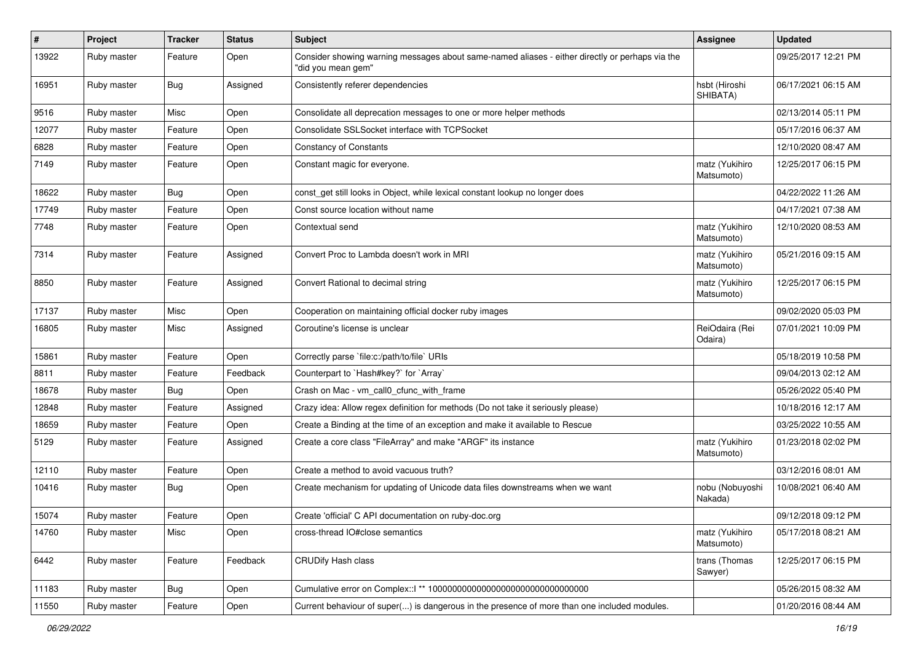| # | Project | Tracker | Status | Subject | Assignee | Updated |
|---|---|---|---|---|---|---|
| 13922 | Ruby master | Feature | Open | Consider showing warning messages about same-named aliases - either directly or perhaps via the "did you mean gem" | | 09/25/2017 12:21 PM |
| 16951 | Ruby master | Bug | Assigned | Consistently referer dependencies | hsbt (Hiroshi SHIBATA) | 06/17/2021 06:15 AM |
| 9516 | Ruby master | Misc | Open | Consolidate all deprecation messages to one or more helper methods | | 02/13/2014 05:11 PM |
| 12077 | Ruby master | Feature | Open | Consolidate SSLSocket interface with TCPSocket | | 05/17/2016 06:37 AM |
| 6828 | Ruby master | Feature | Open | Constancy of Constants | | 12/10/2020 08:47 AM |
| 7149 | Ruby master | Feature | Open | Constant magic for everyone. | matz (Yukihiro Matsumoto) | 12/25/2017 06:15 PM |
| 18622 | Ruby master | Bug | Open | const_get still looks in Object, while lexical constant lookup no longer does | | 04/22/2022 11:26 AM |
| 17749 | Ruby master | Feature | Open | Const source location without name | | 04/17/2021 07:38 AM |
| 7748 | Ruby master | Feature | Open | Contextual send | matz (Yukihiro Matsumoto) | 12/10/2020 08:53 AM |
| 7314 | Ruby master | Feature | Assigned | Convert Proc to Lambda doesn't work in MRI | matz (Yukihiro Matsumoto) | 05/21/2016 09:15 AM |
| 8850 | Ruby master | Feature | Assigned | Convert Rational to decimal string | matz (Yukihiro Matsumoto) | 12/25/2017 06:15 PM |
| 17137 | Ruby master | Misc | Open | Cooperation on maintaining official docker ruby images | | 09/02/2020 05:03 PM |
| 16805 | Ruby master | Misc | Assigned | Coroutine's license is unclear | ReiOdaira (Rei Odaira) | 07/01/2021 10:09 PM |
| 15861 | Ruby master | Feature | Open | Correctly parse `file:c:/path/to/file` URIs | | 05/18/2019 10:58 PM |
| 8811 | Ruby master | Feature | Feedback | Counterpart to `Hash#key?` for `Array` | | 09/04/2013 02:12 AM |
| 18678 | Ruby master | Bug | Open | Crash on Mac - vm_call0_cfunc_with_frame | | 05/26/2022 05:40 PM |
| 12848 | Ruby master | Feature | Assigned | Crazy idea: Allow regex definition for methods (Do not take it seriously please) | | 10/18/2016 12:17 AM |
| 18659 | Ruby master | Feature | Open | Create a Binding at the time of an exception and make it available to Rescue | | 03/25/2022 10:55 AM |
| 5129 | Ruby master | Feature | Assigned | Create a core class "FileArray" and make "ARGF" its instance | matz (Yukihiro Matsumoto) | 01/23/2018 02:02 PM |
| 12110 | Ruby master | Feature | Open | Create a method to avoid vacuous truth? | | 03/12/2016 08:01 AM |
| 10416 | Ruby master | Bug | Open | Create mechanism for updating of Unicode data files downstreams when we want | nobu (Nobuyoshi Nakada) | 10/08/2021 06:40 AM |
| 15074 | Ruby master | Feature | Open | Create 'official' C API documentation on ruby-doc.org | | 09/12/2018 09:12 PM |
| 14760 | Ruby master | Misc | Open | cross-thread IO#close semantics | matz (Yukihiro Matsumoto) | 05/17/2018 08:21 AM |
| 6442 | Ruby master | Feature | Feedback | CRUDify Hash class | trans (Thomas Sawyer) | 12/25/2017 06:15 PM |
| 11183 | Ruby master | Bug | Open | Cumulative error on Complex::I ** 100000000000000000000000000000000 | | 05/26/2015 08:32 AM |
| 11550 | Ruby master | Feature | Open | Current behaviour of super(...) is dangerous in the presence of more than one included modules. | | 01/20/2016 08:44 AM |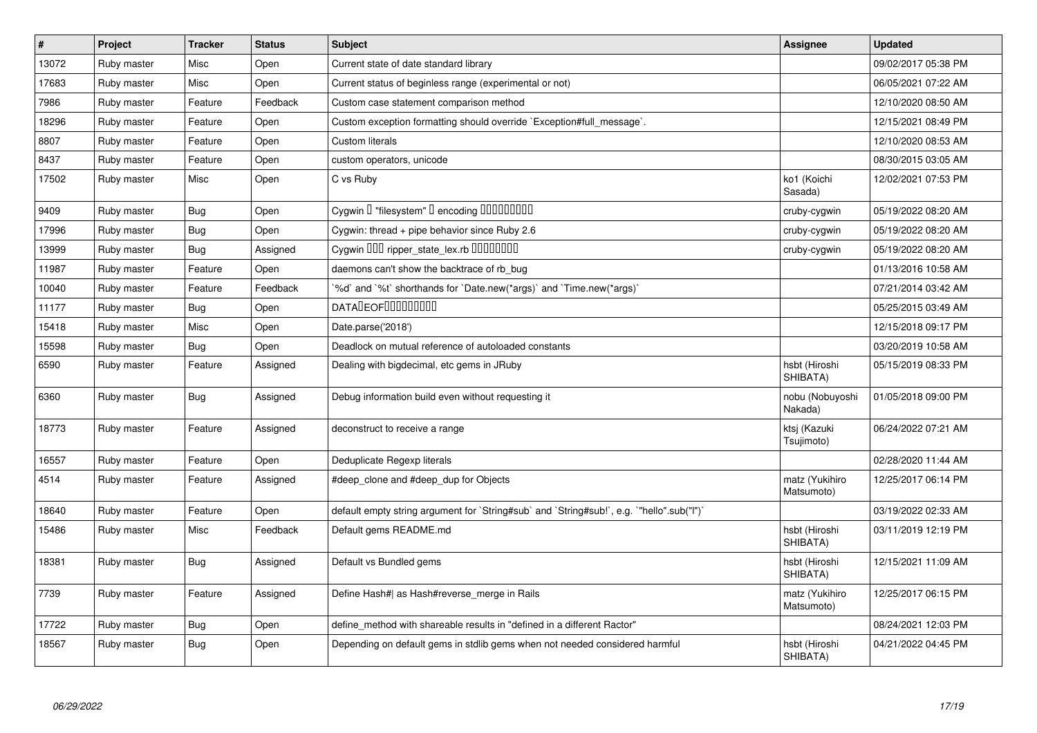| # | Project | Tracker | Status | Subject | Assignee | Updated |
|---|---|---|---|---|---|---|
| 13072 | Ruby master | Misc | Open | Current state of date standard library | | 09/02/2017 05:38 PM |
| 17683 | Ruby master | Misc | Open | Current status of beginless range (experimental or not) | | 06/05/2021 07:22 AM |
| 7986 | Ruby master | Feature | Feedback | Custom case statement comparison method | | 12/10/2020 08:50 AM |
| 18296 | Ruby master | Feature | Open | Custom exception formatting should override `Exception#full_message`. | | 12/15/2021 08:49 PM |
| 8807 | Ruby master | Feature | Open | Custom literals | | 12/10/2020 08:53 AM |
| 8437 | Ruby master | Feature | Open | custom operators, unicode | | 08/30/2015 03:05 AM |
| 17502 | Ruby master | Misc | Open | C vs Ruby | ko1 (Koichi Sasada) | 12/02/2021 07:53 PM |
| 9409 | Ruby master | Bug | Open | Cygwin □ "filesystem" □ encoding □□□□□□□□□ | cruby-cygwin | 05/19/2022 08:20 AM |
| 17996 | Ruby master | Bug | Open | Cygwin: thread + pipe behavior since Ruby 2.6 | cruby-cygwin | 05/19/2022 08:20 AM |
| 13999 | Ruby master | Bug | Assigned | Cygwin □□□ ripper_state_lex.rb □□□□□□□□ | cruby-cygwin | 05/19/2022 08:20 AM |
| 11987 | Ruby master | Feature | Open | daemons can't show the backtrace of rb_bug | | 01/13/2016 10:58 AM |
| 10040 | Ruby master | Feature | Feedback | `%d` and `%t` shorthands for `Date.new(*args)` and `Time.new(*args)` | | 07/21/2014 03:42 AM |
| 11177 | Ruby master | Bug | Open | DATA□EOF□□□□□□□□□ | | 05/25/2015 03:49 AM |
| 15418 | Ruby master | Misc | Open | Date.parse('2018') | | 12/15/2018 09:17 PM |
| 15598 | Ruby master | Bug | Open | Deadlock on mutual reference of autoloaded constants | | 03/20/2019 10:58 AM |
| 6590 | Ruby master | Feature | Assigned | Dealing with bigdecimal, etc gems in JRuby | hsbt (Hiroshi SHIBATA) | 05/15/2019 08:33 PM |
| 6360 | Ruby master | Bug | Assigned | Debug information build even without requesting it | nobu (Nobuyoshi Nakada) | 01/05/2018 09:00 PM |
| 18773 | Ruby master | Feature | Assigned | deconstruct to receive a range | ktsj (Kazuki Tsujimoto) | 06/24/2022 07:21 AM |
| 16557 | Ruby master | Feature | Open | Deduplicate Regexp literals | | 02/28/2020 11:44 AM |
| 4514 | Ruby master | Feature | Assigned | #deep_clone and #deep_dup for Objects | matz (Yukihiro Matsumoto) | 12/25/2017 06:14 PM |
| 18640 | Ruby master | Feature | Open | default empty string argument for `String#sub` and `String#sub!`, e.g. `"hello".sub("l")` | | 03/19/2022 02:33 AM |
| 15486 | Ruby master | Misc | Feedback | Default gems README.md | hsbt (Hiroshi SHIBATA) | 03/11/2019 12:19 PM |
| 18381 | Ruby master | Bug | Assigned | Default vs Bundled gems | hsbt (Hiroshi SHIBATA) | 12/15/2021 11:09 AM |
| 7739 | Ruby master | Feature | Assigned | Define Hash#\| as Hash#reverse_merge in Rails | matz (Yukihiro Matsumoto) | 12/25/2017 06:15 PM |
| 17722 | Ruby master | Bug | Open | define_method with shareable results in "defined in a different Ractor" | | 08/24/2021 12:03 PM |
| 18567 | Ruby master | Bug | Open | Depending on default gems in stdlib gems when not needed considered harmful | hsbt (Hiroshi SHIBATA) | 04/21/2022 04:45 PM |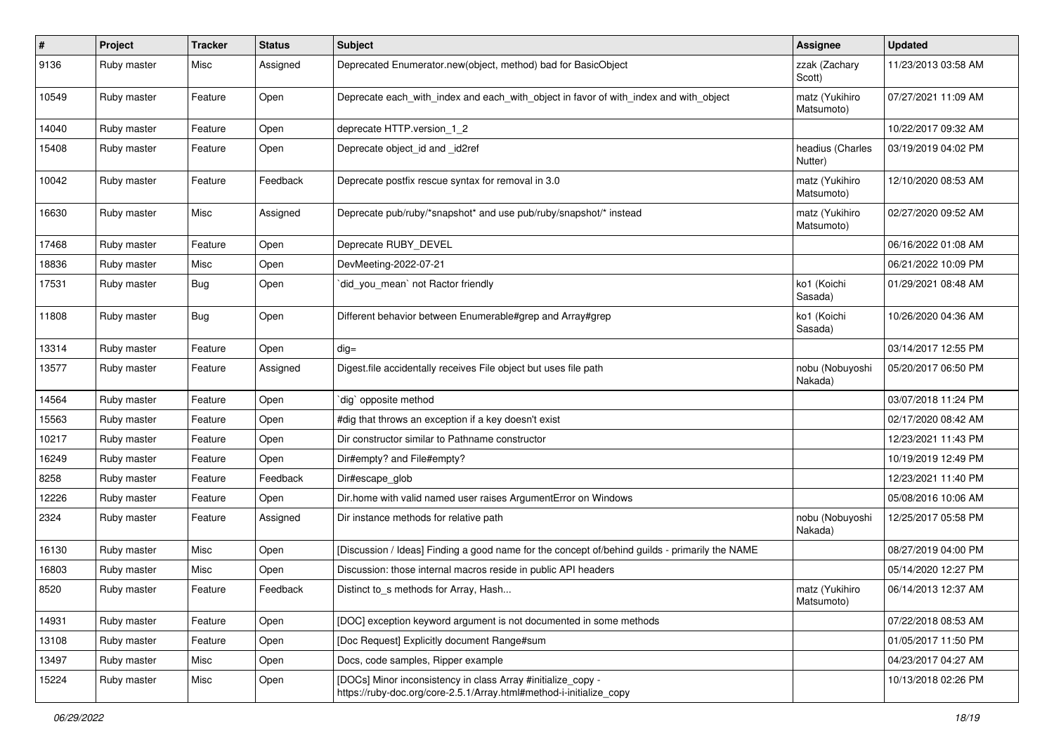| # | Project | Tracker | Status | Subject | Assignee | Updated |
|---|---|---|---|---|---|---|
| 9136 | Ruby master | Misc | Assigned | Deprecated Enumerator.new(object, method) bad for BasicObject | zzak (Zachary Scott) | 11/23/2013 03:58 AM |
| 10549 | Ruby master | Feature | Open | Deprecate each_with_index and each_with_object in favor of with_index and with_object | matz (Yukihiro Matsumoto) | 07/27/2021 11:09 AM |
| 14040 | Ruby master | Feature | Open | deprecate HTTP.version_1_2 | | 10/22/2017 09:32 AM |
| 15408 | Ruby master | Feature | Open | Deprecate object_id and _id2ref | headius (Charles Nutter) | 03/19/2019 04:02 PM |
| 10042 | Ruby master | Feature | Feedback | Deprecate postfix rescue syntax for removal in 3.0 | matz (Yukihiro Matsumoto) | 12/10/2020 08:53 AM |
| 16630 | Ruby master | Misc | Assigned | Deprecate pub/ruby/*snapshot* and use pub/ruby/snapshot/* instead | matz (Yukihiro Matsumoto) | 02/27/2020 09:52 AM |
| 17468 | Ruby master | Feature | Open | Deprecate RUBY_DEVEL | | 06/16/2022 01:08 AM |
| 18836 | Ruby master | Misc | Open | DevMeeting-2022-07-21 | | 06/21/2022 10:09 PM |
| 17531 | Ruby master | Bug | Open | `did_you_mean` not Ractor friendly | ko1 (Koichi Sasada) | 01/29/2021 08:48 AM |
| 11808 | Ruby master | Bug | Open | Different behavior between Enumerable#grep and Array#grep | ko1 (Koichi Sasada) | 10/26/2020 04:36 AM |
| 13314 | Ruby master | Feature | Open | dig= | | 03/14/2017 12:55 PM |
| 13577 | Ruby master | Feature | Assigned | Digest.file accidentally receives File object but uses file path | nobu (Nobuyoshi Nakada) | 05/20/2017 06:50 PM |
| 14564 | Ruby master | Feature | Open | `dig` opposite method | | 03/07/2018 11:24 PM |
| 15563 | Ruby master | Feature | Open | #dig that throws an exception if a key doesn't exist | | 02/17/2020 08:42 AM |
| 10217 | Ruby master | Feature | Open | Dir constructor similar to Pathname constructor | | 12/23/2021 11:43 PM |
| 16249 | Ruby master | Feature | Open | Dir#empty? and File#empty? | | 10/19/2019 12:49 PM |
| 8258 | Ruby master | Feature | Feedback | Dir#escape_glob | | 12/23/2021 11:40 PM |
| 12226 | Ruby master | Feature | Open | Dir.home with valid named user raises ArgumentError on Windows | | 05/08/2016 10:06 AM |
| 2324 | Ruby master | Feature | Assigned | Dir instance methods for relative path | nobu (Nobuyoshi Nakada) | 12/25/2017 05:58 PM |
| 16130 | Ruby master | Misc | Open | [Discussion / Ideas] Finding a good name for the concept of/behind guilds - primarily the NAME | | 08/27/2019 04:00 PM |
| 16803 | Ruby master | Misc | Open | Discussion: those internal macros reside in public API headers | | 05/14/2020 12:27 PM |
| 8520 | Ruby master | Feature | Feedback | Distinct to_s methods for Array, Hash... | matz (Yukihiro Matsumoto) | 06/14/2013 12:37 AM |
| 14931 | Ruby master | Feature | Open | [DOC] exception keyword argument is not documented in some methods | | 07/22/2018 08:53 AM |
| 13108 | Ruby master | Feature | Open | [Doc Request] Explicitly document Range#sum | | 01/05/2017 11:50 PM |
| 13497 | Ruby master | Misc | Open | Docs, code samples, Ripper example | | 04/23/2017 04:27 AM |
| 15224 | Ruby master | Misc | Open | [DOCs] Minor inconsistency in class Array #initialize_copy - https://ruby-doc.org/core-2.5.1/Array.html#method-i-initialize_copy | | 10/13/2018 02:26 PM |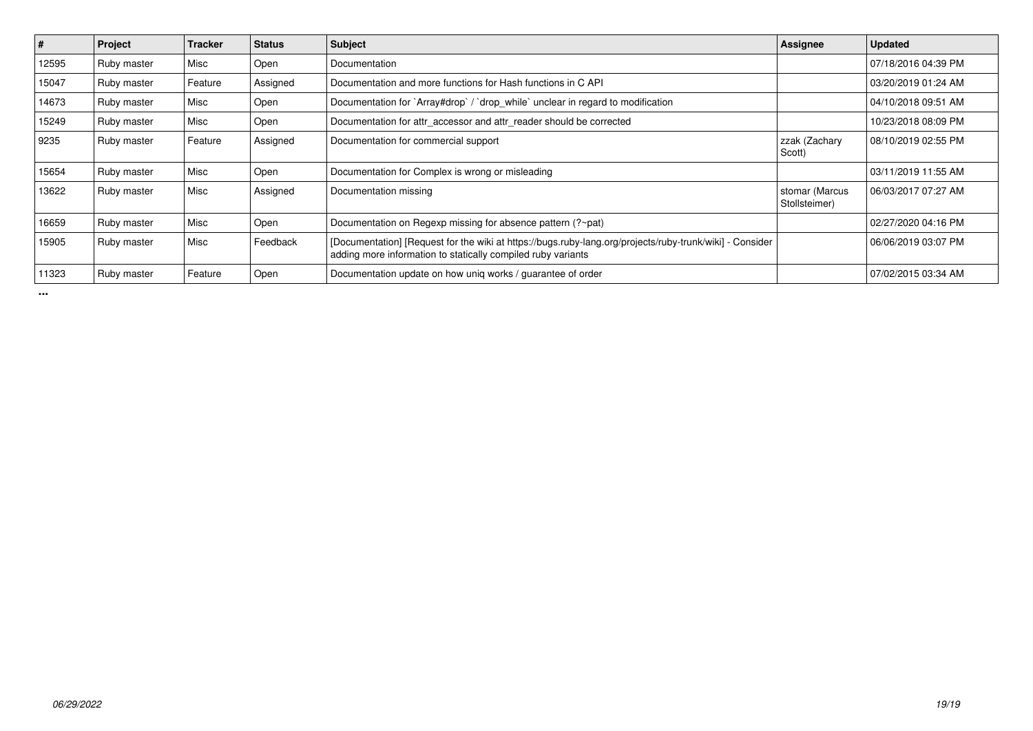| # | Project | Tracker | Status | Subject | Assignee | Updated |
|---|---|---|---|---|---|---|
| 12595 | Ruby master | Misc | Open | Documentation | | 07/18/2016 04:39 PM |
| 15047 | Ruby master | Feature | Assigned | Documentation and more functions for Hash functions in C API | | 03/20/2019 01:24 AM |
| 14673 | Ruby master | Misc | Open | Documentation for `Array#drop` / `drop_while` unclear in regard to modification | | 04/10/2018 09:51 AM |
| 15249 | Ruby master | Misc | Open | Documentation for attr_accessor and attr_reader should be corrected | | 10/23/2018 08:09 PM |
| 9235 | Ruby master | Feature | Assigned | Documentation for commercial support | zzak (Zachary Scott) | 08/10/2019 02:55 PM |
| 15654 | Ruby master | Misc | Open | Documentation for Complex is wrong or misleading | | 03/11/2019 11:55 AM |
| 13622 | Ruby master | Misc | Assigned | Documentation missing | stomar (Marcus Stollsteimer) | 06/03/2017 07:27 AM |
| 16659 | Ruby master | Misc | Open | Documentation on Regexp missing for absence pattern (?~pat) | | 02/27/2020 04:16 PM |
| 15905 | Ruby master | Misc | Feedback | [Documentation] [Request for the wiki at https://bugs.ruby-lang.org/projects/ruby-trunk/wiki] - Consider adding more information to statically compiled ruby variants | | 06/06/2019 03:07 PM |
| 11323 | Ruby master | Feature | Open | Documentation update on how uniq works / guarantee of order | | 07/02/2015 03:34 AM |

...